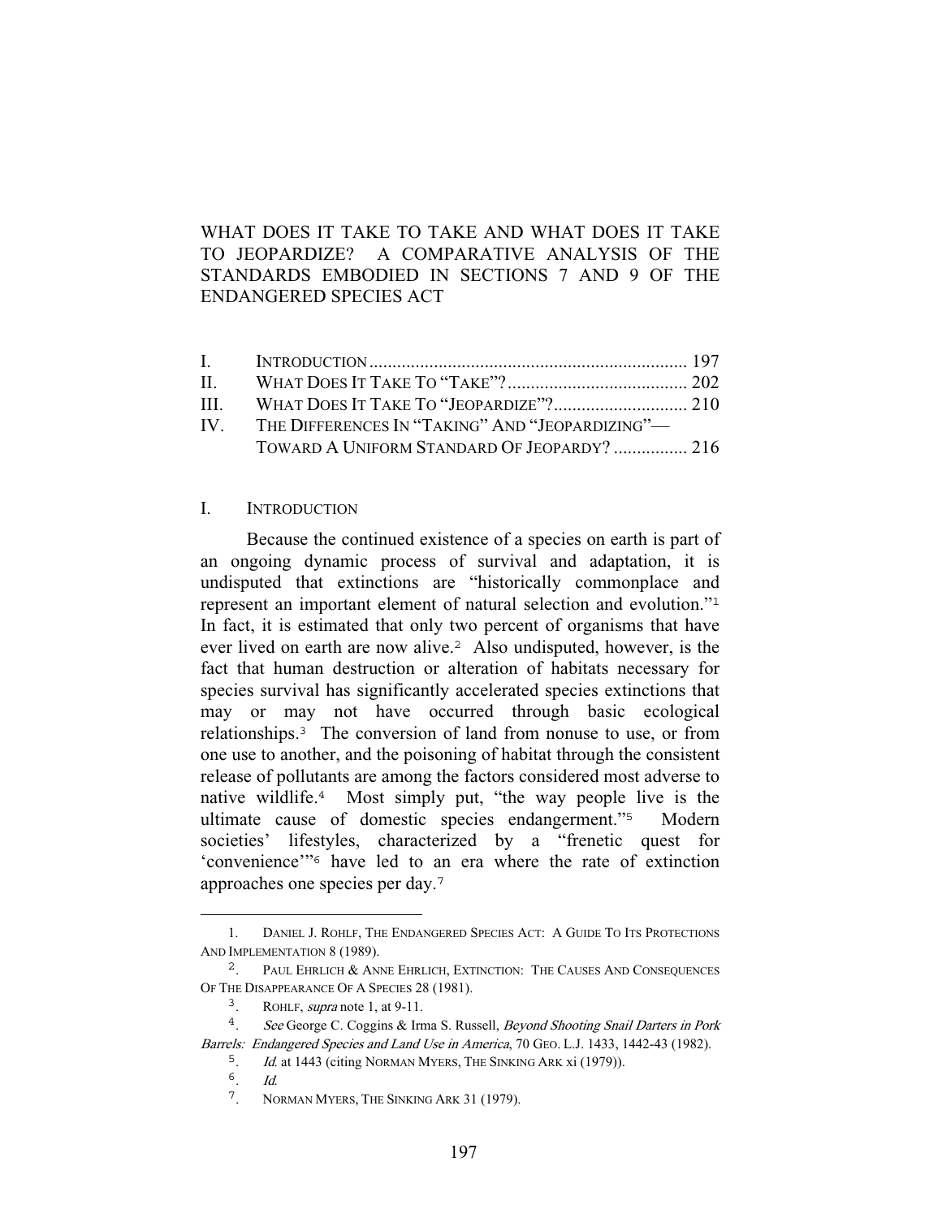# WHAT DOES IT TAKE TO TAKE AND WHAT DOES IT TAKE TO JEOPARDIZE? A COMPARATIVE ANALYSIS OF THE STANDARDS EMBODIED IN SECTIONS 7 AND 9 OF THE ENDANGERED SPECIES ACT

| | | |
|---|---|---|
| I. | INTRODUCTION | 197 |
| II. | WHAT DOES IT TAKE TO "TAKE"? | 202 |
| III. | WHAT DOES IT TAKE TO "JEOPARDIZE"? | 210 |
| IV. | THE DIFFERENCES IN "TAKING" AND "JEOPARDIZING"—TOWARD A UNIFORM STANDARD OF JEOPARDY? | 216 |

## I. INTRODUCTION

Because the continued existence of a species on earth is part of an ongoing dynamic process of survival and adaptation, it is undisputed that extinctions are "historically commonplace and represent an important element of natural selection and evolution."[1] In fact, it is estimated that only two percent of organisms that have ever lived on earth are now alive.[2] Also undisputed, however, is the fact that human destruction or alteration of habitats necessary for species survival has significantly accelerated species extinctions that may or may not have occurred through basic ecological relationships.[3] The conversion of land from nonuse to use, or from one use to another, and the poisoning of habitat through the consistent release of pollutants are among the factors considered most adverse to native wildlife.[4] Most simply put, "the way people live is the ultimate cause of domestic species endangerment."[5] Modern societies' lifestyles, characterized by a "frenetic quest for 'convenience'"[6] have led to an era where the rate of extinction approaches one species per day.[7]

---

1. DANIEL J. ROHLF, THE ENDANGERED SPECIES ACT: A GUIDE TO ITS PROTECTIONS AND IMPLEMENTATION 8 (1989).

2. PAUL EHRLICH & ANNE EHRLICH, EXTINCTION: THE CAUSES AND CONSEQUENCES OF THE DISAPPEARANCE OF A SPECIES 28 (1981).

3. ROHLF, *supra* note 1, at 9-11.

4. *See* George C. Coggins & Irma S. Russell, *Beyond Shooting Snail Darters in Pork Barrels: Endangered Species and Land Use in America*, 70 GEO. L.J. 1433, 1442-43 (1982).

5. *Id.* at 1443 (citing NORMAN MYERS, THE SINKING ARK xi (1979)).

6. *Id.*

7. NORMAN MYERS, THE SINKING ARK 31 (1979).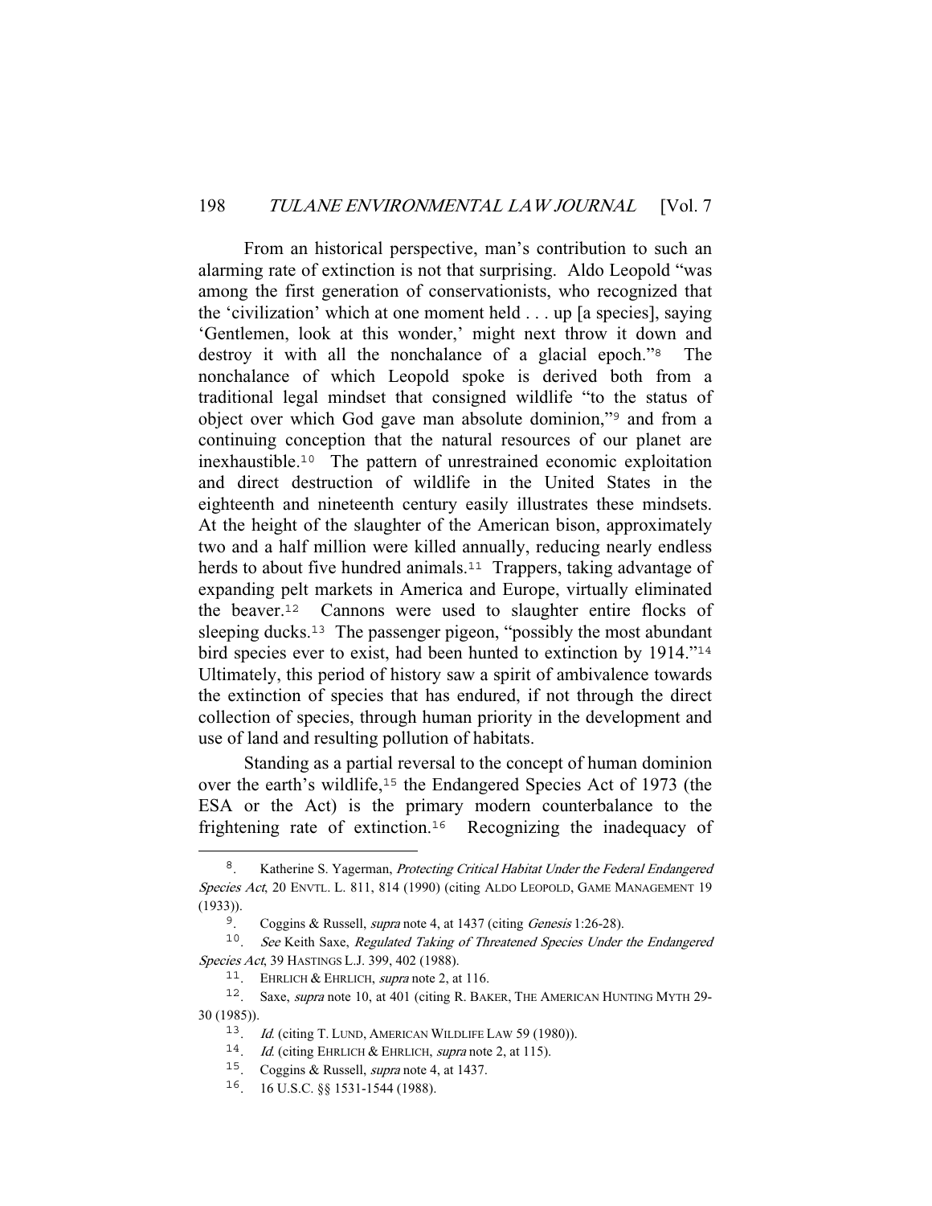From an historical perspective, man's contribution to such an alarming rate of extinction is not that surprising. Aldo Leopold "was among the first generation of conservationists, who recognized that the 'civilization' which at one moment held . . . up [a species], saying 'Gentlemen, look at this wonder,' might next throw it down and destroy it with all the nonchalance of a glacial epoch."[8] The nonchalance of which Leopold spoke is derived both from a traditional legal mindset that consigned wildlife "to the status of object over which God gave man absolute dominion,"[9] and from a continuing conception that the natural resources of our planet are inexhaustible.[10] The pattern of unrestrained economic exploitation and direct destruction of wildlife in the United States in the eighteenth and nineteenth century easily illustrates these mindsets. At the height of the slaughter of the American bison, approximately two and a half million were killed annually, reducing nearly endless herds to about five hundred animals.[11] Trappers, taking advantage of expanding pelt markets in America and Europe, virtually eliminated the beaver.[12] Cannons were used to slaughter entire flocks of sleeping ducks.[13] The passenger pigeon, "possibly the most abundant bird species ever to exist, had been hunted to extinction by 1914."[14] Ultimately, this period of history saw a spirit of ambivalence towards the extinction of species that has endured, if not through the direct collection of species, through human priority in the development and use of land and resulting pollution of habitats.

Standing as a partial reversal to the concept of human dominion over the earth's wildlife,[15] the Endangered Species Act of 1973 (the ESA or the Act) is the primary modern counterbalance to the frightening rate of extinction.[16] Recognizing the inadequacy of

---

8. Katherine S. Yagerman, *Protecting Critical Habitat Under the Federal Endangered Species Act*, 20 ENVTL. L. 811, 814 (1990) (citing ALDO LEOPOLD, GAME MANAGEMENT 19 (1933)).

9. Coggins & Russell, *supra* note 4, at 1437 (citing *Genesis* 1:26-28).

10. *See* Keith Saxe, *Regulated Taking of Threatened Species Under the Endangered Species Act*, 39 HASTINGS L.J. 399, 402 (1988).

11. EHRLICH & EHRLICH, *supra* note 2, at 116.

12. Saxe, *supra* note 10, at 401 (citing R. BAKER, THE AMERICAN HUNTING MYTH 29-30 (1985)).

13. *Id.* (citing T. LUND, AMERICAN WILDLIFE LAW 59 (1980)).

14. *Id.* (citing EHRLICH & EHRLICH, *supra* note 2, at 115).

15. Coggins & Russell, *supra* note 4, at 1437.

16. 16 U.S.C. §§ 1531-1544 (1988).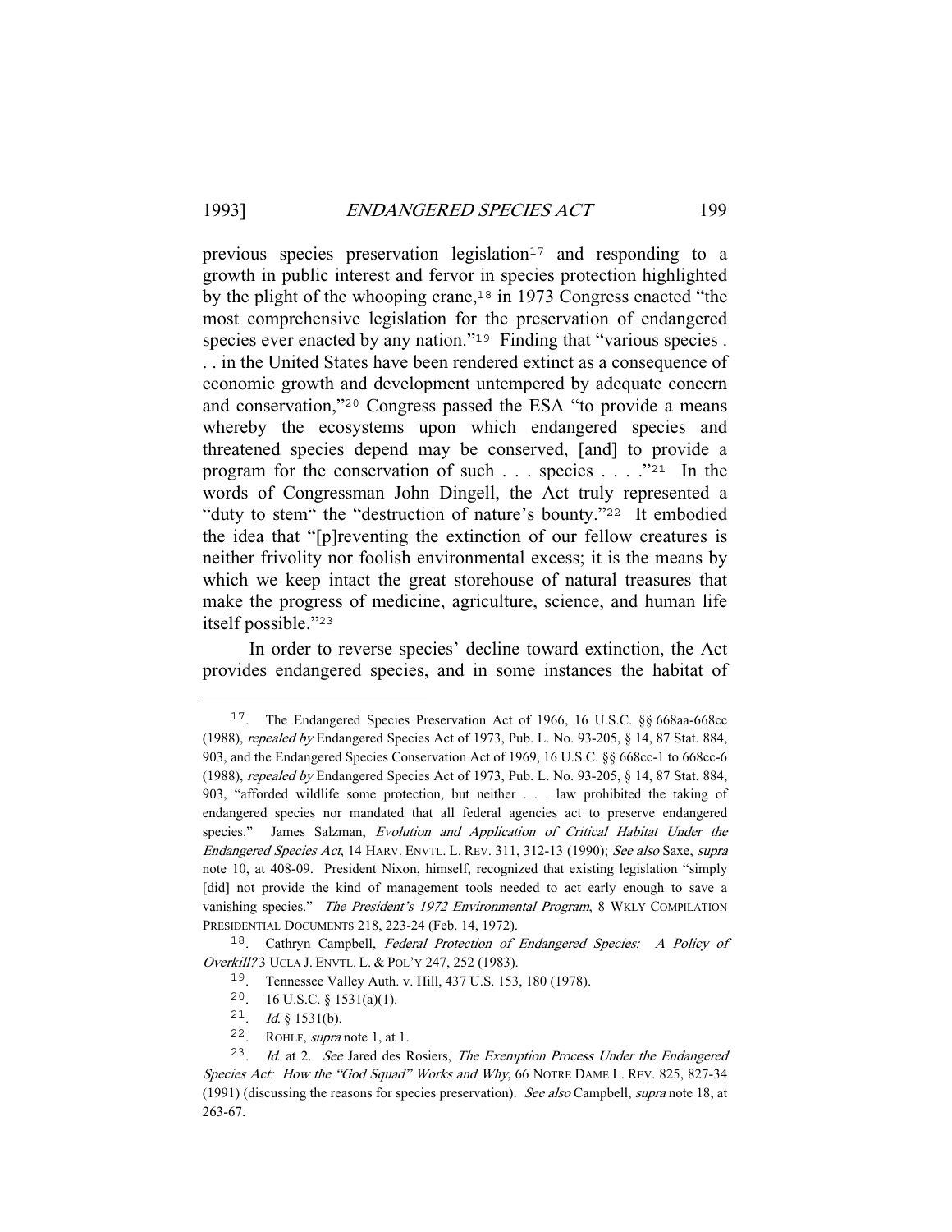previous species preservation legislation[17] and responding to a growth in public interest and fervor in species protection highlighted by the plight of the whooping crane,[18] in 1973 Congress enacted "the most comprehensive legislation for the preservation of endangered species ever enacted by any nation."[19] Finding that "various species . . . in the United States have been rendered extinct as a consequence of economic growth and development untempered by adequate concern and conservation,"[20] Congress passed the ESA "to provide a means whereby the ecosystems upon which endangered species and threatened species depend may be conserved, [and] to provide a program for the conservation of such . . . species . . . ."[21] In the words of Congressman John Dingell, the Act truly represented a "duty to stem" the "destruction of nature's bounty."[22] It embodied the idea that "[p]reventing the extinction of our fellow creatures is neither frivolity nor foolish environmental excess; it is the means by which we keep intact the great storehouse of natural treasures that make the progress of medicine, agriculture, science, and human life itself possible."[23]

In order to reverse species' decline toward extinction, the Act provides endangered species, and in some instances the habitat of

---

17. The Endangered Species Preservation Act of 1966, 16 U.S.C. §§ 668aa-668cc (1988), *repealed by* Endangered Species Act of 1973, Pub. L. No. 93-205, § 14, 87 Stat. 884, 903, and the Endangered Species Conservation Act of 1969, 16 U.S.C. §§ 668cc-1 to 668cc-6 (1988), *repealed by* Endangered Species Act of 1973, Pub. L. No. 93-205, § 14, 87 Stat. 884, 903, "afforded wildlife some protection, but neither . . . law prohibited the taking of endangered species nor mandated that all federal agencies act to preserve endangered species." James Salzman, *Evolution and Application of Critical Habitat Under the Endangered Species Act*, 14 HARV. ENVTL. L. REV. 311, 312-13 (1990); *See also* Saxe, *supra* note 10, at 408-09. President Nixon, himself, recognized that existing legislation "simply [did] not provide the kind of management tools needed to act early enough to save a vanishing species." *The President's 1972 Environmental Program*, 8 WKLY COMPILATION PRESIDENTIAL DOCUMENTS 218, 223-24 (Feb. 14, 1972).

18. Cathryn Campbell, *Federal Protection of Endangered Species: A Policy of Overkill?* 3 UCLA J. ENVTL. L. & POL'Y 247, 252 (1983).

19. Tennessee Valley Auth. v. Hill, 437 U.S. 153, 180 (1978).

20. 16 U.S.C. § 1531(a)(1).

21. *Id.* § 1531(b).

22. ROHLF, *supra* note 1, at 1.

23. *Id.* at 2. *See* Jared des Rosiers, *The Exemption Process Under the Endangered Species Act: How the "God Squad" Works and Why*, 66 NOTRE DAME L. REV. 825, 827-34 (1991) (discussing the reasons for species preservation). *See also* Campbell, *supra* note 18, at 263-67.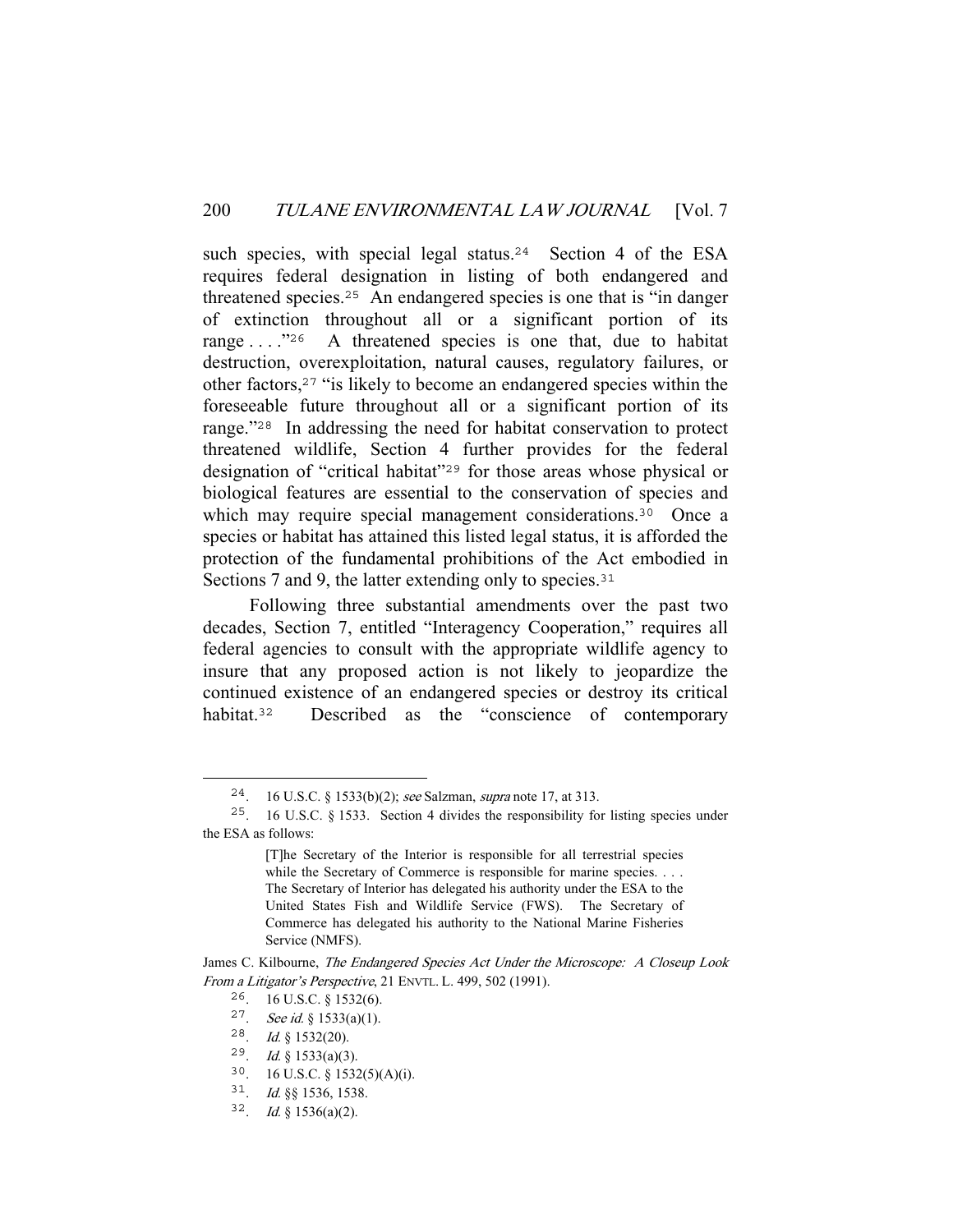such species, with special legal status.[24] Section 4 of the ESA requires federal designation in listing of both endangered and threatened species.[25] An endangered species is one that is "in danger of extinction throughout all or a significant portion of its range . . . ."[26] A threatened species is one that, due to habitat destruction, overexploitation, natural causes, regulatory failures, or other factors,[27] "is likely to become an endangered species within the foreseeable future throughout all or a significant portion of its range."[28] In addressing the need for habitat conservation to protect threatened wildlife, Section 4 further provides for the federal designation of "critical habitat"[29] for those areas whose physical or biological features are essential to the conservation of species and which may require special management considerations.[30] Once a species or habitat has attained this listed legal status, it is afforded the protection of the fundamental prohibitions of the Act embodied in Sections 7 and 9, the latter extending only to species.[31]

Following three substantial amendments over the past two decades, Section 7, entitled "Interagency Cooperation," requires all federal agencies to consult with the appropriate wildlife agency to insure that any proposed action is not likely to jeopardize the continued existence of an endangered species or destroy its critical habitat.[32] Described as the "conscience of contemporary

---

24. 16 U.S.C. § 1533(b)(2); *see* Salzman, *supra* note 17, at 313.

25. 16 U.S.C. § 1533. Section 4 divides the responsibility for listing species under the ESA as follows:

> [T]he Secretary of the Interior is responsible for all terrestrial species while the Secretary of Commerce is responsible for marine species. . . . The Secretary of Interior has delegated his authority under the ESA to the United States Fish and Wildlife Service (FWS). The Secretary of Commerce has delegated his authority to the National Marine Fisheries Service (NMFS).

James C. Kilbourne, *The Endangered Species Act Under the Microscope: A Closeup Look From a Litigator's Perspective*, 21 ENVTL. L. 499, 502 (1991).

26. 16 U.S.C. § 1532(6).

27. *See id.* § 1533(a)(1).

28. *Id.* § 1532(20).

29. *Id.* § 1533(a)(3).

30. 16 U.S.C. § 1532(5)(A)(i).

31. *Id.* §§ 1536, 1538.

32. *Id.* § 1536(a)(2).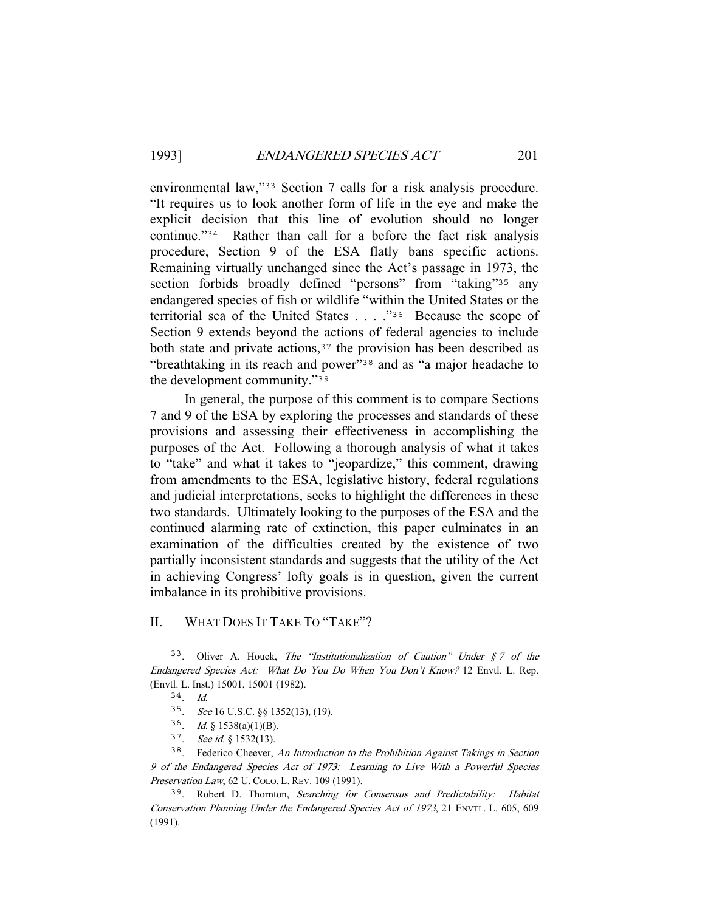environmental law,"[33] Section 7 calls for a risk analysis procedure. "It requires us to look another form of life in the eye and make the explicit decision that this line of evolution should no longer continue."[34] Rather than call for a before the fact risk analysis procedure, Section 9 of the ESA flatly bans specific actions. Remaining virtually unchanged since the Act's passage in 1973, the section forbids broadly defined "persons" from "taking"[35] any endangered species of fish or wildlife "within the United States or the territorial sea of the United States . . . ."[36] Because the scope of Section 9 extends beyond the actions of federal agencies to include both state and private actions,[37] the provision has been described as "breathtaking in its reach and power"[38] and as "a major headache to the development community."[39]

In general, the purpose of this comment is to compare Sections 7 and 9 of the ESA by exploring the processes and standards of these provisions and assessing their effectiveness in accomplishing the purposes of the Act. Following a thorough analysis of what it takes to "take" and what it takes to "jeopardize," this comment, drawing from amendments to the ESA, legislative history, federal regulations and judicial interpretations, seeks to highlight the differences in these two standards. Ultimately looking to the purposes of the ESA and the continued alarming rate of extinction, this paper culminates in an examination of the difficulties created by the existence of two partially inconsistent standards and suggests that the utility of the Act in achieving Congress' lofty goals is in question, given the current imbalance in its prohibitive provisions.

## II. WHAT DOES IT TAKE TO "TAKE"?

---

33. Oliver A. Houck, *The "Institutionalization of Caution" Under § 7 of the Endangered Species Act: What Do You Do When You Don't Know?* 12 Envtl. L. Rep. (Envtl. L. Inst.) 15001, 15001 (1982).

34. *Id.*

35. *See* 16 U.S.C. §§ 1352(13), (19).

36. *Id.* § 1538(a)(1)(B).

37. *See id.* § 1532(13).

38. Federico Cheever, *An Introduction to the Prohibition Against Takings in Section 9 of the Endangered Species Act of 1973: Learning to Live With a Powerful Species Preservation Law*, 62 U. COLO. L. REV. 109 (1991).

39. Robert D. Thornton, *Searching for Consensus and Predictability: Habitat Conservation Planning Under the Endangered Species Act of 1973*, 21 ENVTL. L. 605, 609 (1991).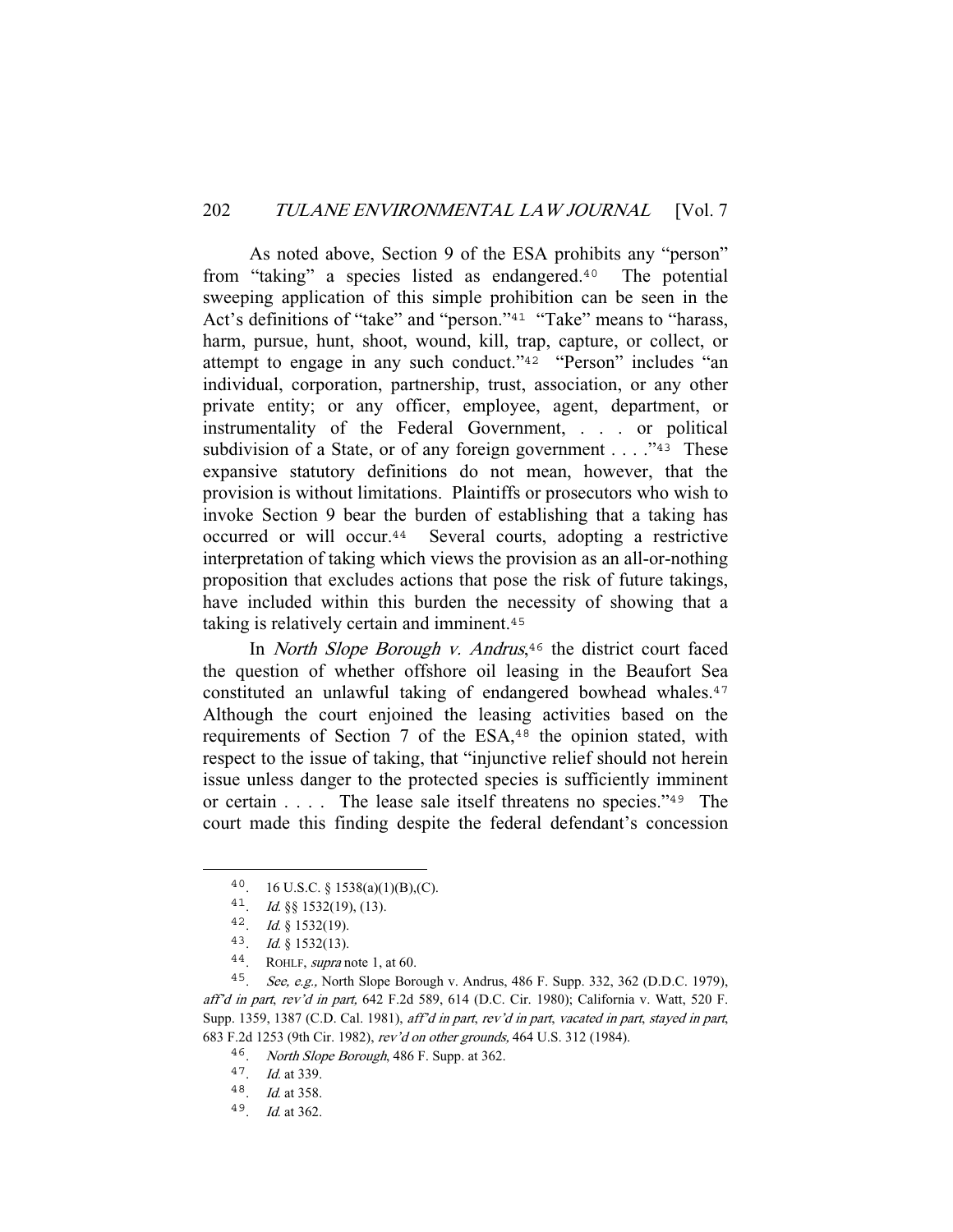As noted above, Section 9 of the ESA prohibits any "person" from "taking" a species listed as endangered.[40] The potential sweeping application of this simple prohibition can be seen in the Act's definitions of "take" and "person."[41] "Take" means to "harass, harm, pursue, hunt, shoot, wound, kill, trap, capture, or collect, or attempt to engage in any such conduct."[42] "Person" includes "an individual, corporation, partnership, trust, association, or any other private entity; or any officer, employee, agent, department, or instrumentality of the Federal Government, . . . or political subdivision of a State, or of any foreign government . . . ."[43] These expansive statutory definitions do not mean, however, that the provision is without limitations. Plaintiffs or prosecutors who wish to invoke Section 9 bear the burden of establishing that a taking has occurred or will occur.[44] Several courts, adopting a restrictive interpretation of taking which views the provision as an all-or-nothing proposition that excludes actions that pose the risk of future takings, have included within this burden the necessity of showing that a taking is relatively certain and imminent.[45]

In *North Slope Borough v. Andrus*,[46] the district court faced the question of whether offshore oil leasing in the Beaufort Sea constituted an unlawful taking of endangered bowhead whales.[47] Although the court enjoined the leasing activities based on the requirements of Section 7 of the ESA,[48] the opinion stated, with respect to the issue of taking, that "injunctive relief should not herein issue unless danger to the protected species is sufficiently imminent or certain . . . . The lease sale itself threatens no species."[49] The court made this finding despite the federal defendant's concession

---

40. 16 U.S.C. § 1538(a)(1)(B),(C).

41. *Id.* §§ 1532(19), (13).

42. *Id.* § 1532(19).

43. *Id.* § 1532(13).

44. ROHLF, *supra* note 1, at 60.

45. *See, e.g.,* North Slope Borough v. Andrus, 486 F. Supp. 332, 362 (D.D.C. 1979), *aff'd in part, rev'd in part,* 642 F.2d 589, 614 (D.C. Cir. 1980); California v. Watt, 520 F. Supp. 1359, 1387 (C.D. Cal. 1981), *aff'd in part, rev'd in part, vacated in part, stayed in part,* 683 F.2d 1253 (9th Cir. 1982), *rev'd on other grounds,* 464 U.S. 312 (1984).

46. *North Slope Borough*, 486 F. Supp. at 362.

47. *Id.* at 339.

48. *Id.* at 358.

49. *Id.* at 362.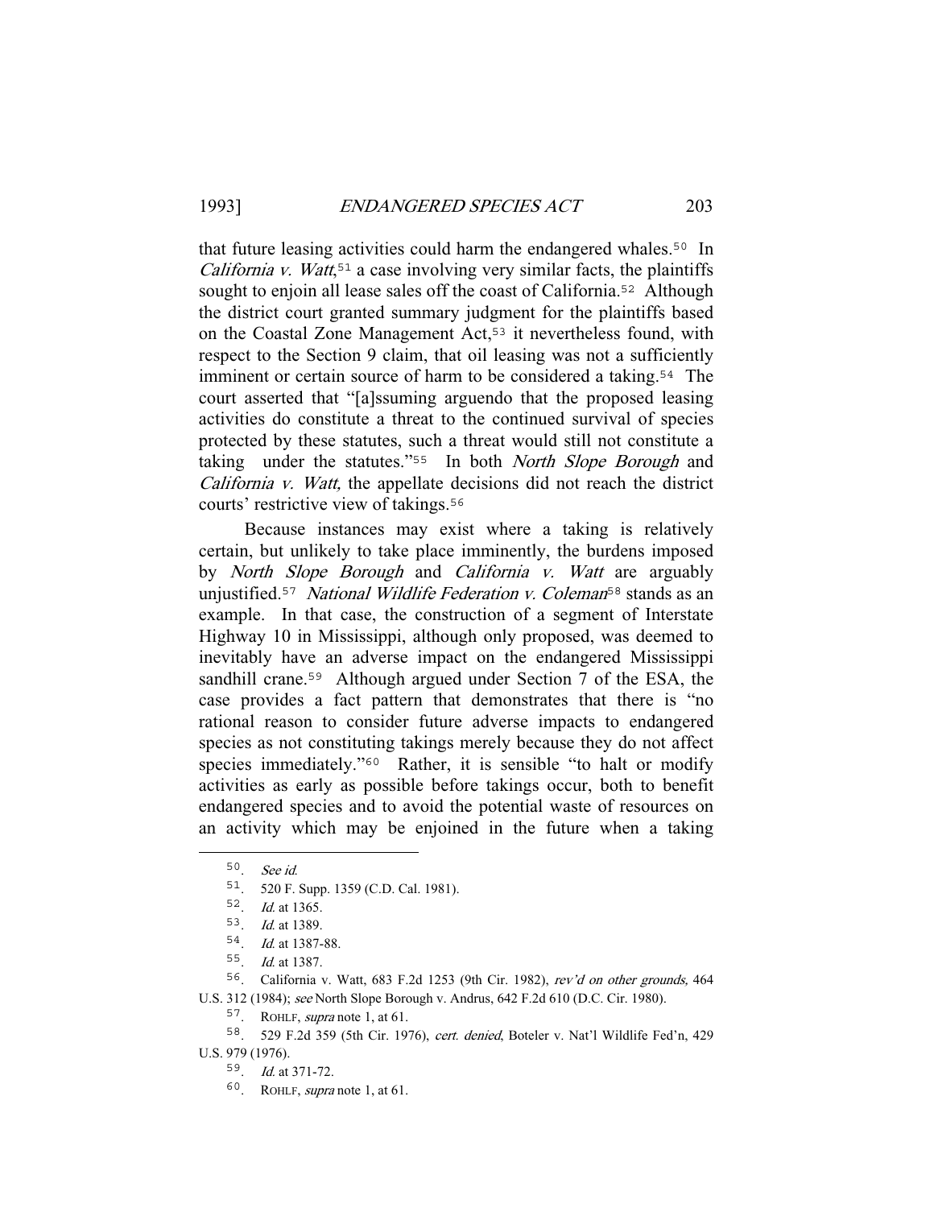that future leasing activities could harm the endangered whales.[50] In *California v. Watt*,[51] a case involving very similar facts, the plaintiffs sought to enjoin all lease sales off the coast of California.[52] Although the district court granted summary judgment for the plaintiffs based on the Coastal Zone Management Act,[53] it nevertheless found, with respect to the Section 9 claim, that oil leasing was not a sufficiently imminent or certain source of harm to be considered a taking.[54] The court asserted that "[a]ssuming arguendo that the proposed leasing activities do constitute a threat to the continued survival of species protected by these statutes, such a threat would still not constitute a taking under the statutes."[55] In both *North Slope Borough* and *California v. Watt,* the appellate decisions did not reach the district courts' restrictive view of takings.[56]

Because instances may exist where a taking is relatively certain, but unlikely to take place imminently, the burdens imposed by *North Slope Borough* and *California v. Watt* are arguably unjustified.[57] *National Wildlife Federation v. Coleman*[58] stands as an example. In that case, the construction of a segment of Interstate Highway 10 in Mississippi, although only proposed, was deemed to inevitably have an adverse impact on the endangered Mississippi sandhill crane.[59] Although argued under Section 7 of the ESA, the case provides a fact pattern that demonstrates that there is "no rational reason to consider future adverse impacts to endangered species as not constituting takings merely because they do not affect species immediately."[60] Rather, it is sensible "to halt or modify activities as early as possible before takings occur, both to benefit endangered species and to avoid the potential waste of resources on an activity which may be enjoined in the future when a taking

---

50. *See id.*

51. 520 F. Supp. 1359 (C.D. Cal. 1981).

52. *Id.* at 1365.

53. *Id.* at 1389.

54. *Id.* at 1387-88.

55. *Id.* at 1387.

56. California v. Watt, 683 F.2d 1253 (9th Cir. 1982), *rev'd on other grounds,* 464 U.S. 312 (1984); *see* North Slope Borough v. Andrus, 642 F.2d 610 (D.C. Cir. 1980).

57. ROHLF, *supra* note 1, at 61.

58. 529 F.2d 359 (5th Cir. 1976), *cert. denied*, Boteler v. Nat'l Wildlife Fed'n, 429 U.S. 979 (1976).

59. *Id.* at 371-72.

60. ROHLF, *supra* note 1, at 61.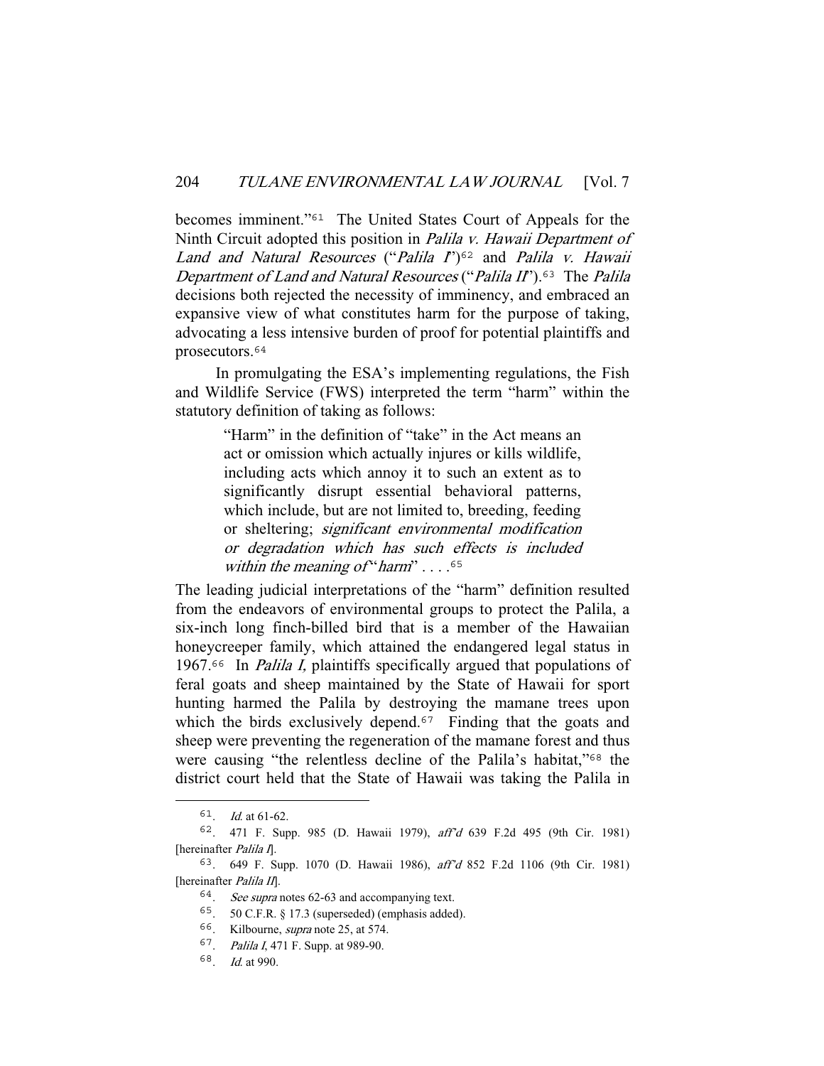becomes imminent."[61] The United States Court of Appeals for the Ninth Circuit adopted this position in *Palila v. Hawaii Department of Land and Natural Resources* ("*Palila I*")[62] and *Palila v. Hawaii Department of Land and Natural Resources* ("*Palila II*").[63] The *Palila* decisions both rejected the necessity of imminency, and embraced an expansive view of what constitutes harm for the purpose of taking, advocating a less intensive burden of proof for potential plaintiffs and prosecutors.[64]

In promulgating the ESA's implementing regulations, the Fish and Wildlife Service (FWS) interpreted the term "harm" within the statutory definition of taking as follows:

> "Harm" in the definition of "take" in the Act means an act or omission which actually injures or kills wildlife, including acts which annoy it to such an extent as to significantly disrupt essential behavioral patterns, which include, but are not limited to, breeding, feeding or sheltering; *significant environmental modification or degradation which has such effects is included within the meaning of "harm"* . . . .[65]

The leading judicial interpretations of the "harm" definition resulted from the endeavors of environmental groups to protect the Palila, a six-inch long finch-billed bird that is a member of the Hawaiian honeycreeper family, which attained the endangered legal status in 1967.[66] In *Palila I,* plaintiffs specifically argued that populations of feral goats and sheep maintained by the State of Hawaii for sport hunting harmed the Palila by destroying the mamane trees upon which the birds exclusively depend.[67] Finding that the goats and sheep were preventing the regeneration of the mamane forest and thus were causing "the relentless decline of the Palila's habitat,"[68] the district court held that the State of Hawaii was taking the Palila in

---

61. *Id.* at 61-62.

62. 471 F. Supp. 985 (D. Hawaii 1979), *aff'd* 639 F.2d 495 (9th Cir. 1981) [hereinafter *Palila I*].

63. 649 F. Supp. 1070 (D. Hawaii 1986), *aff'd* 852 F.2d 1106 (9th Cir. 1981) [hereinafter *Palila II*].

64. *See supra* notes 62-63 and accompanying text.

65. 50 C.F.R. § 17.3 (superseded) (emphasis added).

66. Kilbourne, *supra* note 25, at 574.

67. *Palila I*, 471 F. Supp. at 989-90.

68. *Id.* at 990.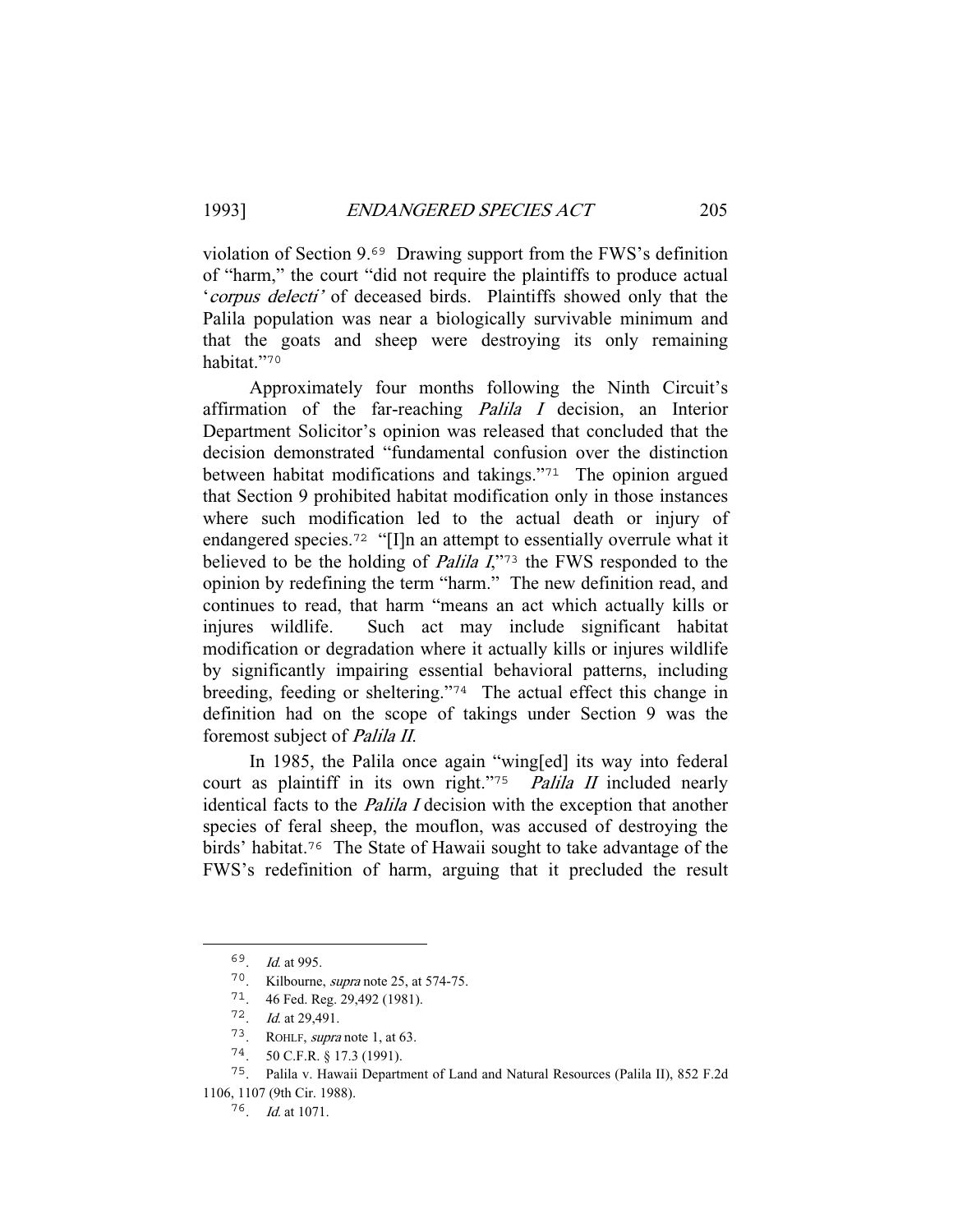violation of Section 9.[69] Drawing support from the FWS's definition of "harm," the court "did not require the plaintiffs to produce actual '*corpus delecti*' of deceased birds. Plaintiffs showed only that the Palila population was near a biologically survivable minimum and that the goats and sheep were destroying its only remaining habitat."[70]

Approximately four months following the Ninth Circuit's affirmation of the far-reaching *Palila I* decision, an Interior Department Solicitor's opinion was released that concluded that the decision demonstrated "fundamental confusion over the distinction between habitat modifications and takings."[71] The opinion argued that Section 9 prohibited habitat modification only in those instances where such modification led to the actual death or injury of endangered species.[72] "[I]n an attempt to essentially overrule what it believed to be the holding of *Palila I*,"[73] the FWS responded to the opinion by redefining the term "harm." The new definition read, and continues to read, that harm "means an act which actually kills or injures wildlife. Such act may include significant habitat modification or degradation where it actually kills or injures wildlife by significantly impairing essential behavioral patterns, including breeding, feeding or sheltering."[74] The actual effect this change in definition had on the scope of takings under Section 9 was the foremost subject of *Palila II*.

In 1985, the Palila once again "wing[ed] its way into federal court as plaintiff in its own right."[75] *Palila II* included nearly identical facts to the *Palila I* decision with the exception that another species of feral sheep, the mouflon, was accused of destroying the birds' habitat.[76] The State of Hawaii sought to take advantage of the FWS's redefinition of harm, arguing that it precluded the result

---

69. *Id.* at 995.

70. Kilbourne, *supra* note 25, at 574-75.

71. 46 Fed. Reg. 29,492 (1981).

72. *Id.* at 29,491.

73. ROHLF, *supra* note 1, at 63.

74. 50 C.F.R. § 17.3 (1991).

75. Palila v. Hawaii Department of Land and Natural Resources (Palila II), 852 F.2d 1106, 1107 (9th Cir. 1988).

76. *Id.* at 1071.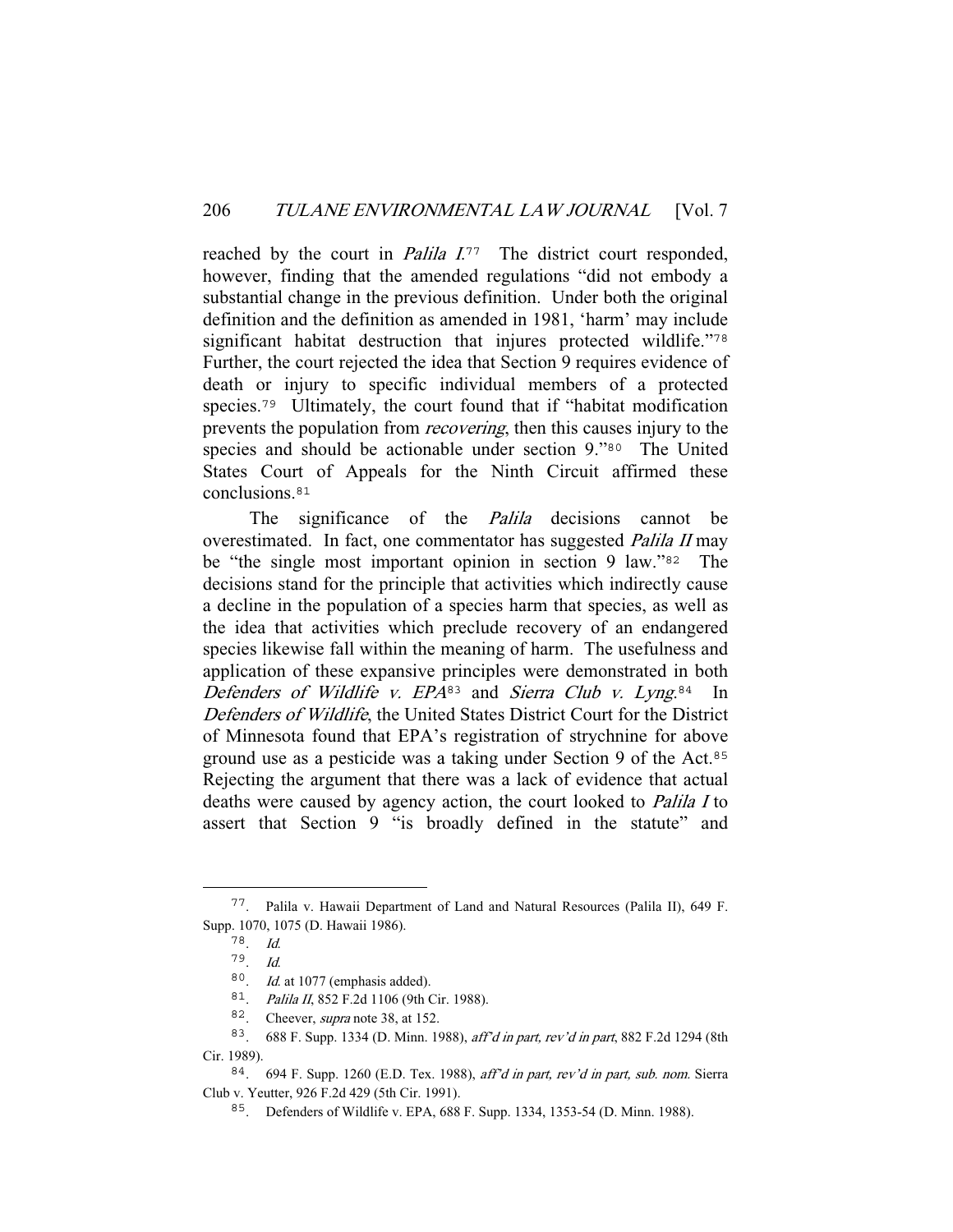reached by the court in *Palila I*.[77] The district court responded, however, finding that the amended regulations "did not embody a substantial change in the previous definition. Under both the original definition and the definition as amended in 1981, 'harm' may include significant habitat destruction that injures protected wildlife."[78] Further, the court rejected the idea that Section 9 requires evidence of death or injury to specific individual members of a protected species.[79] Ultimately, the court found that if "habitat modification prevents the population from *recovering*, then this causes injury to the species and should be actionable under section 9."[80] The United States Court of Appeals for the Ninth Circuit affirmed these conclusions.[81]

The significance of the *Palila* decisions cannot be overestimated. In fact, one commentator has suggested *Palila II* may be "the single most important opinion in section 9 law."[82] The decisions stand for the principle that activities which indirectly cause a decline in the population of a species harm that species, as well as the idea that activities which preclude recovery of an endangered species likewise fall within the meaning of harm. The usefulness and application of these expansive principles were demonstrated in both *Defenders of Wildlife v. EPA*[83] and *Sierra Club v. Lyng*.[84] In *Defenders of Wildlife*, the United States District Court for the District of Minnesota found that EPA's registration of strychnine for above ground use as a pesticide was a taking under Section 9 of the Act.[85] Rejecting the argument that there was a lack of evidence that actual deaths were caused by agency action, the court looked to *Palila I* to assert that Section 9 "is broadly defined in the statute" and

---

77. Palila v. Hawaii Department of Land and Natural Resources (Palila II), 649 F. Supp. 1070, 1075 (D. Hawaii 1986).

78. *Id.*

79. *Id.*

80. *Id.* at 1077 (emphasis added).

81. *Palila II*, 852 F.2d 1106 (9th Cir. 1988).

82. Cheever, *supra* note 38, at 152.

83. 688 F. Supp. 1334 (D. Minn. 1988), *aff'd in part, rev'd in part*, 882 F.2d 1294 (8th Cir. 1989).

84. 694 F. Supp. 1260 (E.D. Tex. 1988), *aff'd in part, rev'd in part, sub. nom.* Sierra Club v. Yeutter, 926 F.2d 429 (5th Cir. 1991).

85. Defenders of Wildlife v. EPA, 688 F. Supp. 1334, 1353-54 (D. Minn. 1988).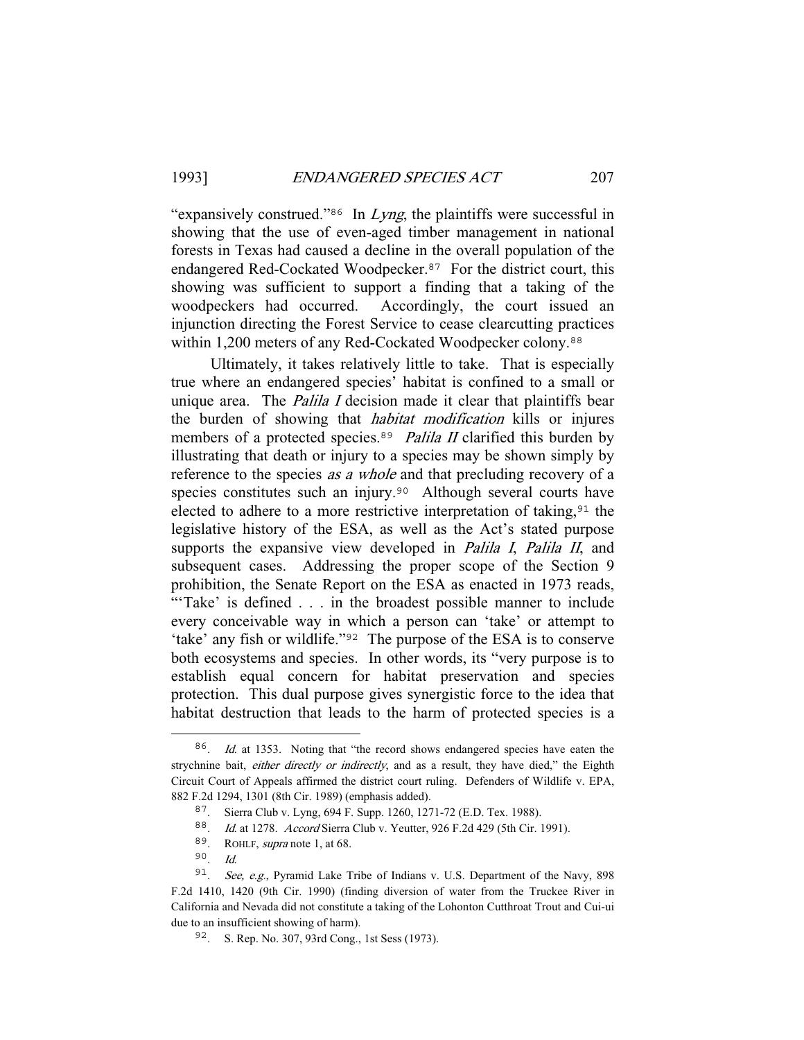"expansively construed."[86] In *Lyng*, the plaintiffs were successful in showing that the use of even-aged timber management in national forests in Texas had caused a decline in the overall population of the endangered Red-Cockated Woodpecker.[87] For the district court, this showing was sufficient to support a finding that a taking of the woodpeckers had occurred. Accordingly, the court issued an injunction directing the Forest Service to cease clearcutting practices within 1,200 meters of any Red-Cockated Woodpecker colony.[88]

Ultimately, it takes relatively little to take. That is especially true where an endangered species' habitat is confined to a small or unique area. The *Palila I* decision made it clear that plaintiffs bear the burden of showing that *habitat modification* kills or injures members of a protected species.[89] *Palila II* clarified this burden by illustrating that death or injury to a species may be shown simply by reference to the species *as a whole* and that precluding recovery of a species constitutes such an injury.[90] Although several courts have elected to adhere to a more restrictive interpretation of taking,[91] the legislative history of the ESA, as well as the Act's stated purpose supports the expansive view developed in *Palila I*, *Palila II*, and subsequent cases. Addressing the proper scope of the Section 9 prohibition, the Senate Report on the ESA as enacted in 1973 reads, "'Take' is defined . . . in the broadest possible manner to include every conceivable way in which a person can 'take' or attempt to 'take' any fish or wildlife."[92] The purpose of the ESA is to conserve both ecosystems and species. In other words, its "very purpose is to establish equal concern for habitat preservation and species protection. This dual purpose gives synergistic force to the idea that habitat destruction that leads to the harm of protected species is a

---

86. *Id.* at 1353. Noting that "the record shows endangered species have eaten the strychnine bait, *either directly or indirectly*, and as a result, they have died," the Eighth Circuit Court of Appeals affirmed the district court ruling. Defenders of Wildlife v. EPA, 882 F.2d 1294, 1301 (8th Cir. 1989) (emphasis added).

87. Sierra Club v. Lyng, 694 F. Supp. 1260, 1271-72 (E.D. Tex. 1988).

88. *Id.* at 1278. *Accord* Sierra Club v. Yeutter, 926 F.2d 429 (5th Cir. 1991).

89. ROHLF, *supra* note 1, at 68.

90. *Id.*

91. *See, e.g.,* Pyramid Lake Tribe of Indians v. U.S. Department of the Navy, 898 F.2d 1410, 1420 (9th Cir. 1990) (finding diversion of water from the Truckee River in California and Nevada did not constitute a taking of the Lohonton Cutthroat Trout and Cui-ui due to an insufficient showing of harm).

92. S. Rep. No. 307, 93rd Cong., 1st Sess (1973).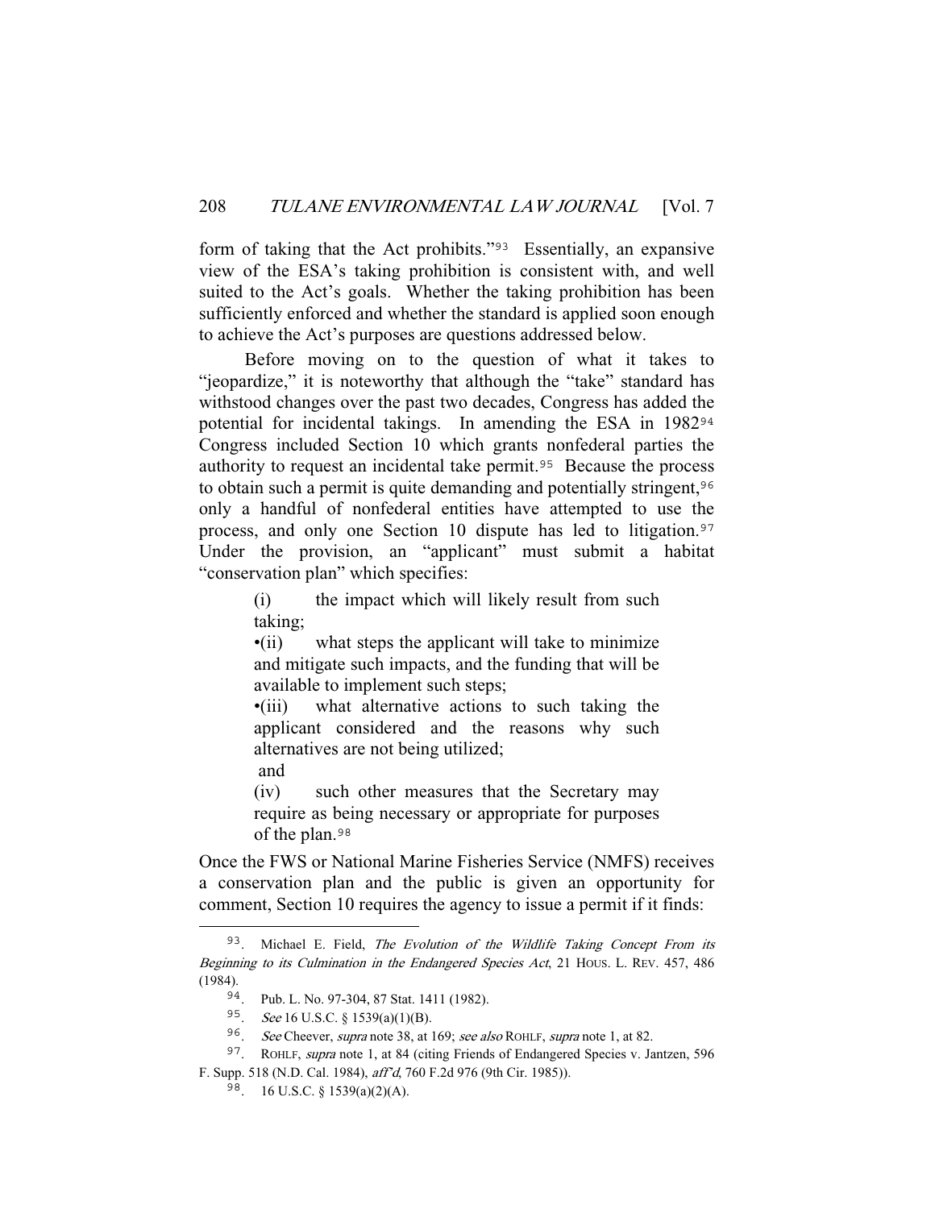form of taking that the Act prohibits."[93] Essentially, an expansive view of the ESA's taking prohibition is consistent with, and well suited to the Act's goals. Whether the taking prohibition has been sufficiently enforced and whether the standard is applied soon enough to achieve the Act's purposes are questions addressed below.

Before moving on to the question of what it takes to "jeopardize," it is noteworthy that although the "take" standard has withstood changes over the past two decades, Congress has added the potential for incidental takings. In amending the ESA in 1982[94] Congress included Section 10 which grants nonfederal parties the authority to request an incidental take permit.[95] Because the process to obtain such a permit is quite demanding and potentially stringent,[96] only a handful of nonfederal entities have attempted to use the process, and only one Section 10 dispute has led to litigation.[97] Under the provision, an "applicant" must submit a habitat "conservation plan" which specifies:

> (i) the impact which will likely result from such taking;
>
> •(ii) what steps the applicant will take to minimize and mitigate such impacts, and the funding that will be available to implement such steps;
>
> •(iii) what alternative actions to such taking the applicant considered and the reasons why such alternatives are not being utilized;
>
> and
>
> (iv) such other measures that the Secretary may require as being necessary or appropriate for purposes of the plan.[98]

Once the FWS or National Marine Fisheries Service (NMFS) receives a conservation plan and the public is given an opportunity for comment, Section 10 requires the agency to issue a permit if it finds:

---

93. Michael E. Field, *The Evolution of the Wildlife Taking Concept From its Beginning to its Culmination in the Endangered Species Act*, 21 HOUS. L. REV. 457, 486 (1984).

94. Pub. L. No. 97-304, 87 Stat. 1411 (1982).

95. *See* 16 U.S.C. § 1539(a)(1)(B).

96. *See* Cheever, *supra* note 38, at 169; *see also* ROHLF, *supra* note 1, at 82.

97. ROHLF, *supra* note 1, at 84 (citing Friends of Endangered Species v. Jantzen, 596 F. Supp. 518 (N.D. Cal. 1984), *aff'd*, 760 F.2d 976 (9th Cir. 1985)).

98. 16 U.S.C. § 1539(a)(2)(A).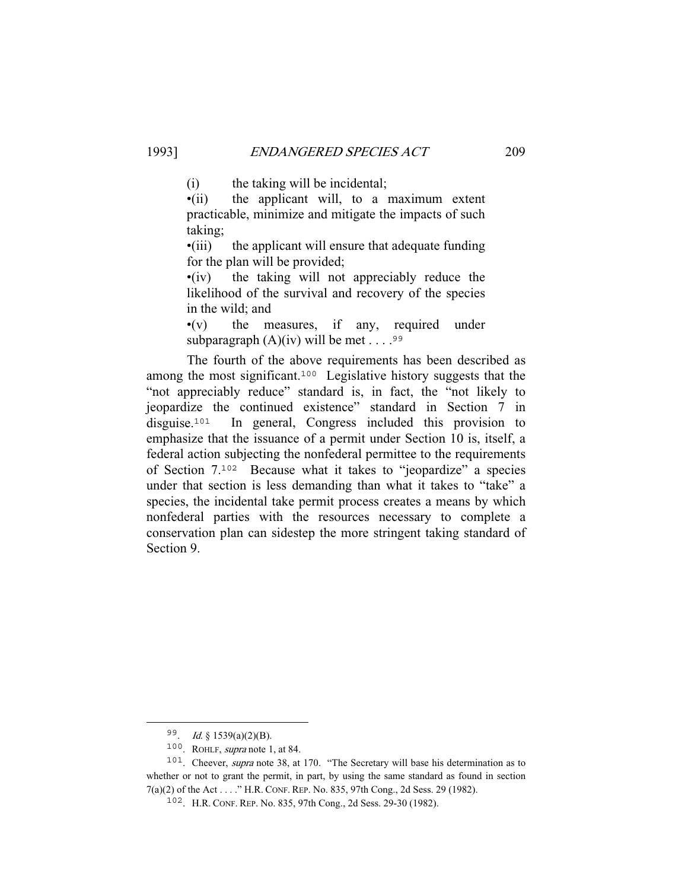(i) the taking will be incidental;

•(ii) the applicant will, to a maximum extent practicable, minimize and mitigate the impacts of such taking;

•(iii) the applicant will ensure that adequate funding for the plan will be provided;

•(iv) the taking will not appreciably reduce the likelihood of the survival and recovery of the species in the wild; and

•(v) the measures, if any, required under subparagraph (A)(iv) will be met . . . .[99]

The fourth of the above requirements has been described as among the most significant.[100] Legislative history suggests that the "not appreciably reduce" standard is, in fact, the "not likely to jeopardize the continued existence" standard in Section 7 in disguise.[101] In general, Congress included this provision to emphasize that the issuance of a permit under Section 10 is, itself, a federal action subjecting the nonfederal permittee to the requirements of Section 7.[102] Because what it takes to "jeopardize" a species under that section is less demanding than what it takes to "take" a species, the incidental take permit process creates a means by which nonfederal parties with the resources necessary to complete a conservation plan can sidestep the more stringent taking standard of Section 9.

---

[99]. *Id.* § 1539(a)(2)(B).

[100]. ROHLF, *supra* note 1, at 84.

[101]. Cheever, *supra* note 38, at 170. "The Secretary will base his determination as to whether or not to grant the permit, in part, by using the same standard as found in section 7(a)(2) of the Act . . . ." H.R. CONF. REP. No. 835, 97th Cong., 2d Sess. 29 (1982).

[102]. H.R. CONF. REP. No. 835, 97th Cong., 2d Sess. 29-30 (1982).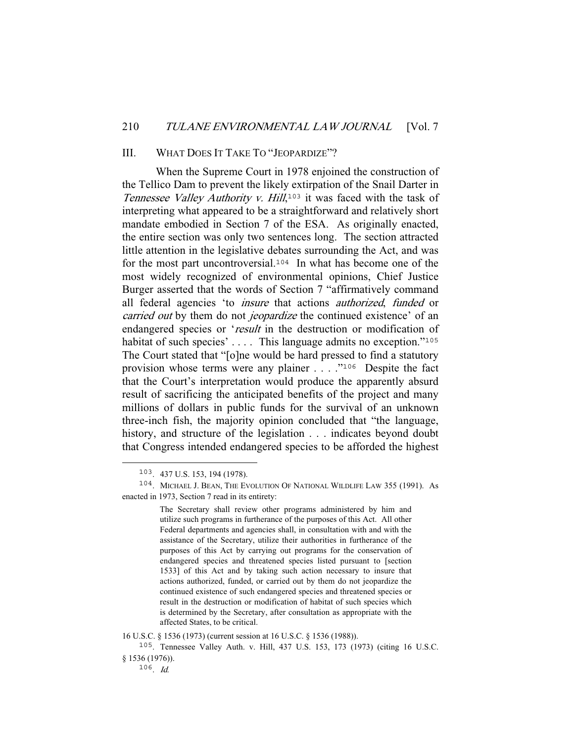## III. WHAT DOES IT TAKE TO "JEOPARDIZE"?

When the Supreme Court in 1978 enjoined the construction of the Tellico Dam to prevent the likely extirpation of the Snail Darter in *Tennessee Valley Authority v. Hill*,[103] it was faced with the task of interpreting what appeared to be a straightforward and relatively short mandate embodied in Section 7 of the ESA. As originally enacted, the entire section was only two sentences long. The section attracted little attention in the legislative debates surrounding the Act, and was for the most part uncontroversial.[104] In what has become one of the most widely recognized of environmental opinions, Chief Justice Burger asserted that the words of Section 7 "affirmatively command all federal agencies 'to *insure* that actions *authorized*, *funded* or *carried out* by them do not *jeopardize* the continued existence' of an endangered species or '*result* in the destruction or modification of habitat of such species' . . . . This language admits no exception."[105] The Court stated that "[o]ne would be hard pressed to find a statutory provision whose terms were any plainer . . . ."[106] Despite the fact that the Court's interpretation would produce the apparently absurd result of sacrificing the anticipated benefits of the project and many millions of dollars in public funds for the survival of an unknown three-inch fish, the majority opinion concluded that "the language, history, and structure of the legislation . . . indicates beyond doubt that Congress intended endangered species to be afforded the highest

---

103. 437 U.S. 153, 194 (1978).

104. MICHAEL J. BEAN, THE EVOLUTION OF NATIONAL WILDLIFE LAW 355 (1991). As enacted in 1973, Section 7 read in its entirety:

> The Secretary shall review other programs administered by him and utilize such programs in furtherance of the purposes of this Act. All other Federal departments and agencies shall, in consultation with and with the assistance of the Secretary, utilize their authorities in furtherance of the purposes of this Act by carrying out programs for the conservation of endangered species and threatened species listed pursuant to [section 1533] of this Act and by taking such action necessary to insure that actions authorized, funded, or carried out by them do not jeopardize the continued existence of such endangered species and threatened species or result in the destruction or modification of habitat of such species which is determined by the Secretary, after consultation as appropriate with the affected States, to be critical.

16 U.S.C. § 1536 (1973) (current session at 16 U.S.C. § 1536 (1988)).

105. Tennessee Valley Auth. v. Hill, 437 U.S. 153, 173 (1973) (citing 16 U.S.C. § 1536 (1976)).

106. *Id.*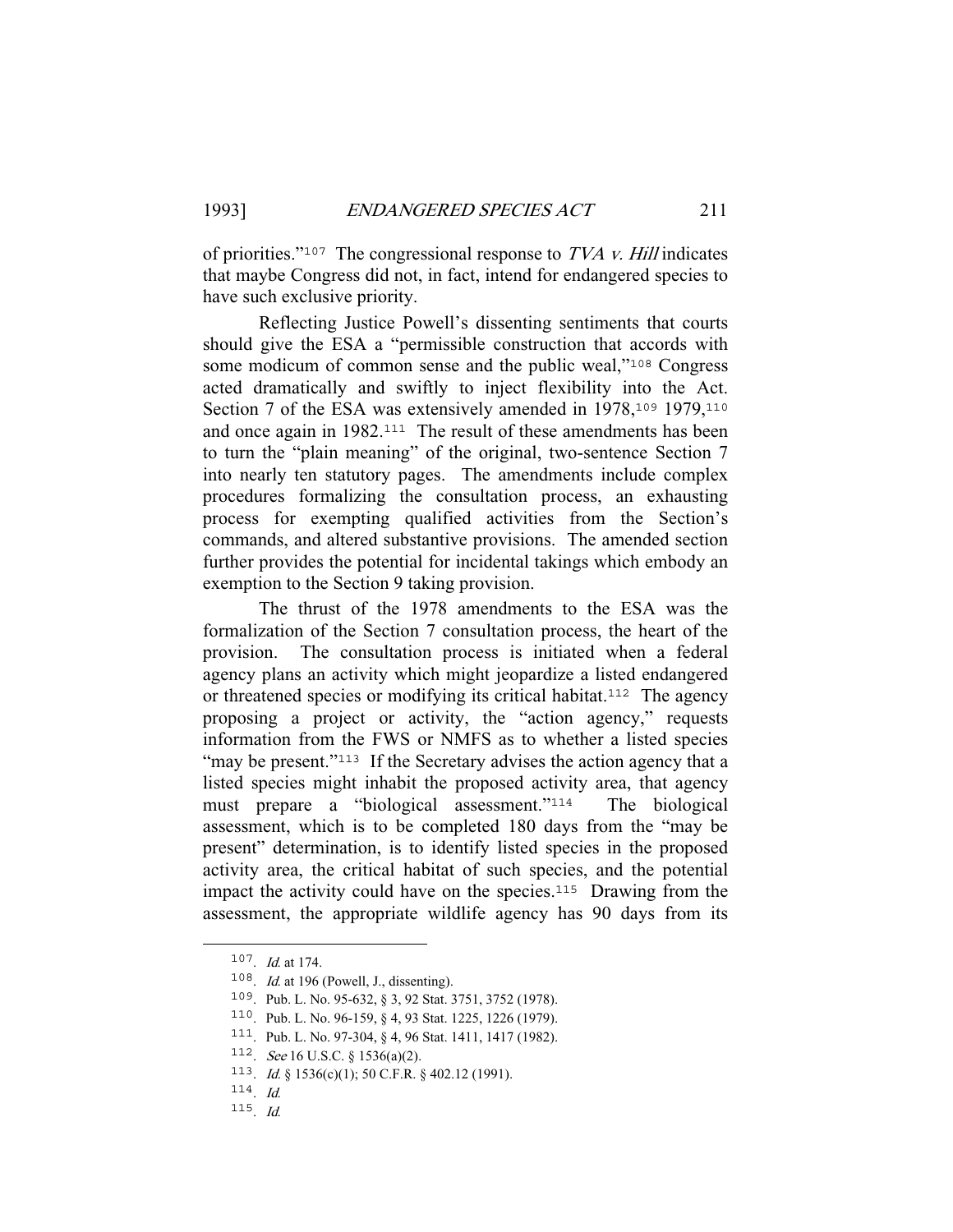of priorities."[107] The congressional response to *TVA v. Hill* indicates that maybe Congress did not, in fact, intend for endangered species to have such exclusive priority.

Reflecting Justice Powell's dissenting sentiments that courts should give the ESA a "permissible construction that accords with some modicum of common sense and the public weal,"[108] Congress acted dramatically and swiftly to inject flexibility into the Act. Section 7 of the ESA was extensively amended in 1978,[109] 1979,[110] and once again in 1982.[111] The result of these amendments has been to turn the "plain meaning" of the original, two-sentence Section 7 into nearly ten statutory pages. The amendments include complex procedures formalizing the consultation process, an exhausting process for exempting qualified activities from the Section's commands, and altered substantive provisions. The amended section further provides the potential for incidental takings which embody an exemption to the Section 9 taking provision.

The thrust of the 1978 amendments to the ESA was the formalization of the Section 7 consultation process, the heart of the provision. The consultation process is initiated when a federal agency plans an activity which might jeopardize a listed endangered or threatened species or modifying its critical habitat.[112] The agency proposing a project or activity, the "action agency," requests information from the FWS or NMFS as to whether a listed species "may be present."[113] If the Secretary advises the action agency that a listed species might inhabit the proposed activity area, that agency must prepare a "biological assessment."[114] The biological assessment, which is to be completed 180 days from the "may be present" determination, is to identify listed species in the proposed activity area, the critical habitat of such species, and the potential impact the activity could have on the species.[115] Drawing from the assessment, the appropriate wildlife agency has 90 days from its

---

107. *Id.* at 174.

108. *Id.* at 196 (Powell, J., dissenting).

109. Pub. L. No. 95-632, § 3, 92 Stat. 3751, 3752 (1978).

110. Pub. L. No. 96-159, § 4, 93 Stat. 1225, 1226 (1979).

111. Pub. L. No. 97-304, § 4, 96 Stat. 1411, 1417 (1982).

112. *See* 16 U.S.C. § 1536(a)(2).

113. *Id.* § 1536(c)(1); 50 C.F.R. § 402.12 (1991).

114. *Id.*

115. *Id.*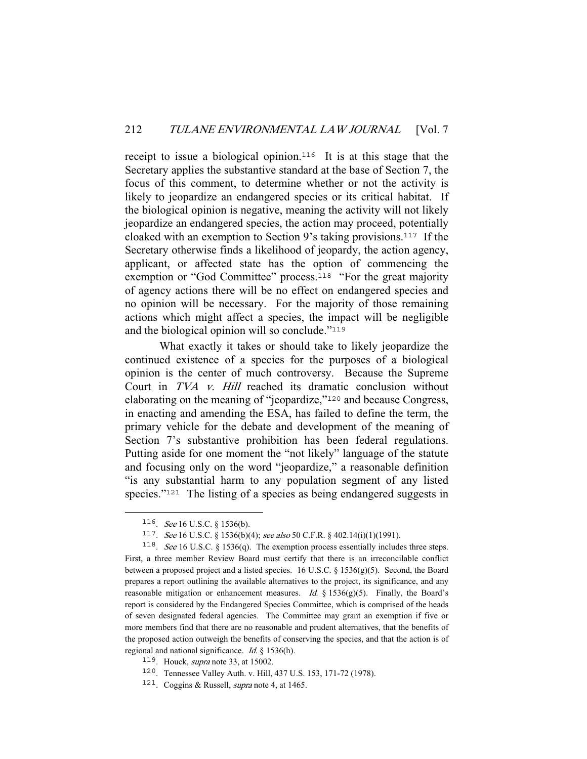receipt to issue a biological opinion.[116] It is at this stage that the Secretary applies the substantive standard at the base of Section 7, the focus of this comment, to determine whether or not the activity is likely to jeopardize an endangered species or its critical habitat. If the biological opinion is negative, meaning the activity will not likely jeopardize an endangered species, the action may proceed, potentially cloaked with an exemption to Section 9's taking provisions.[117] If the Secretary otherwise finds a likelihood of jeopardy, the action agency, applicant, or affected state has the option of commencing the exemption or "God Committee" process.[118] "For the great majority of agency actions there will be no effect on endangered species and no opinion will be necessary. For the majority of those remaining actions which might affect a species, the impact will be negligible and the biological opinion will so conclude."[119]

What exactly it takes or should take to likely jeopardize the continued existence of a species for the purposes of a biological opinion is the center of much controversy. Because the Supreme Court in *TVA v. Hill* reached its dramatic conclusion without elaborating on the meaning of "jeopardize,"[120] and because Congress, in enacting and amending the ESA, has failed to define the term, the primary vehicle for the debate and development of the meaning of Section 7's substantive prohibition has been federal regulations. Putting aside for one moment the "not likely" language of the statute and focusing only on the word "jeopardize," a reasonable definition "is any substantial harm to any population segment of any listed species."[121] The listing of a species as being endangered suggests in

---

[116]. *See* 16 U.S.C. § 1536(b).

[117]. *See* 16 U.S.C. § 1536(b)(4); *see also* 50 C.F.R. § 402.14(i)(1)(1991).

[118]. *See* 16 U.S.C. § 1536(q). The exemption process essentially includes three steps. First, a three member Review Board must certify that there is an irreconcilable conflict between a proposed project and a listed species. 16 U.S.C. § 1536(g)(5). Second, the Board prepares a report outlining the available alternatives to the project, its significance, and any reasonable mitigation or enhancement measures. *Id.* § 1536(g)(5). Finally, the Board's report is considered by the Endangered Species Committee, which is comprised of the heads of seven designated federal agencies. The Committee may grant an exemption if five or more members find that there are no reasonable and prudent alternatives, that the benefits of the proposed action outweigh the benefits of conserving the species, and that the action is of regional and national significance. *Id.* § 1536(h).

[119]. Houck, *supra* note 33, at 15002.

[120]. Tennessee Valley Auth. v. Hill, 437 U.S. 153, 171-72 (1978).

[121]. Coggins & Russell, *supra* note 4, at 1465.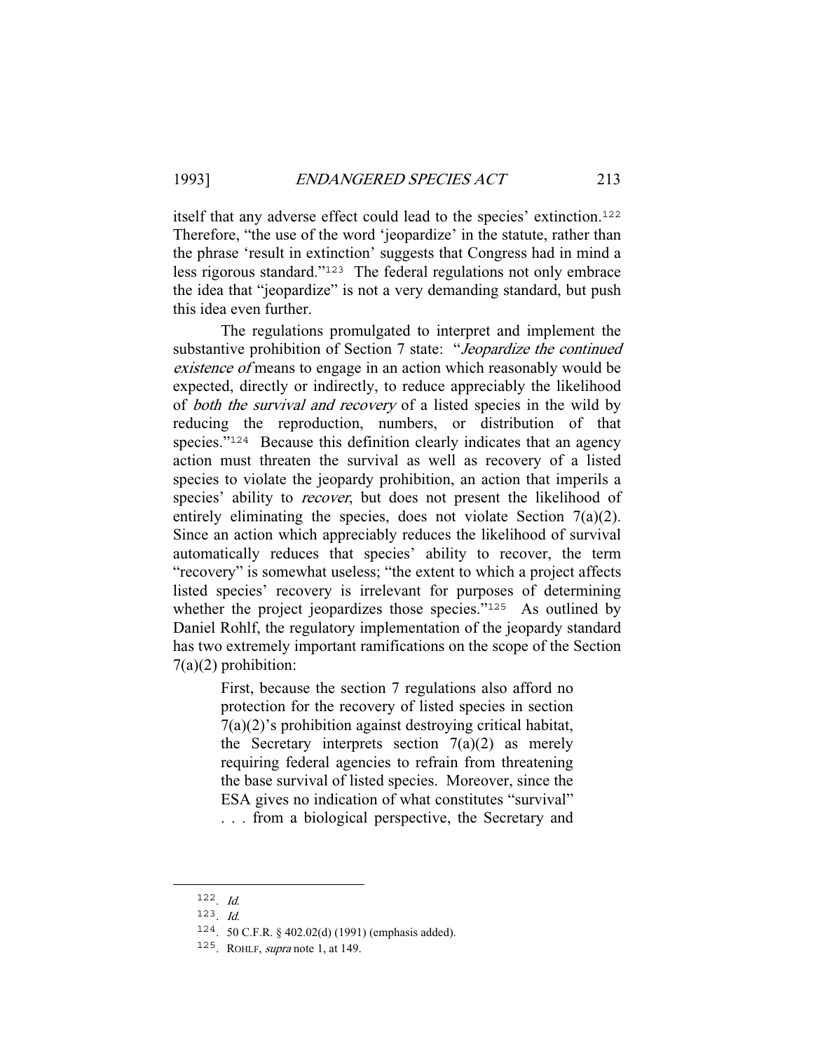itself that any adverse effect could lead to the species' extinction.[122] Therefore, "the use of the word 'jeopardize' in the statute, rather than the phrase 'result in extinction' suggests that Congress had in mind a less rigorous standard."[123] The federal regulations not only embrace the idea that "jeopardize" is not a very demanding standard, but push this idea even further.

The regulations promulgated to interpret and implement the substantive prohibition of Section 7 state: "*Jeopardize the continued existence of* means to engage in an action which reasonably would be expected, directly or indirectly, to reduce appreciably the likelihood of *both the survival and recovery* of a listed species in the wild by reducing the reproduction, numbers, or distribution of that species."[124] Because this definition clearly indicates that an agency action must threaten the survival as well as recovery of a listed species to violate the jeopardy prohibition, an action that imperils a species' ability to *recover*, but does not present the likelihood of entirely eliminating the species, does not violate Section 7(a)(2). Since an action which appreciably reduces the likelihood of survival automatically reduces that species' ability to recover, the term "recovery" is somewhat useless; "the extent to which a project affects listed species' recovery is irrelevant for purposes of determining whether the project jeopardizes those species."[125] As outlined by Daniel Rohlf, the regulatory implementation of the jeopardy standard has two extremely important ramifications on the scope of the Section 7(a)(2) prohibition:

> First, because the section 7 regulations also afford no protection for the recovery of listed species in section 7(a)(2)'s prohibition against destroying critical habitat, the Secretary interprets section 7(a)(2) as merely requiring federal agencies to refrain from threatening the base survival of listed species. Moreover, since the ESA gives no indication of what constitutes "survival" . . . from a biological perspective, the Secretary and

---

122. *Id.*

123. *Id.*

124. 50 C.F.R. § 402.02(d) (1991) (emphasis added).

125. ROHLF, *supra* note 1, at 149.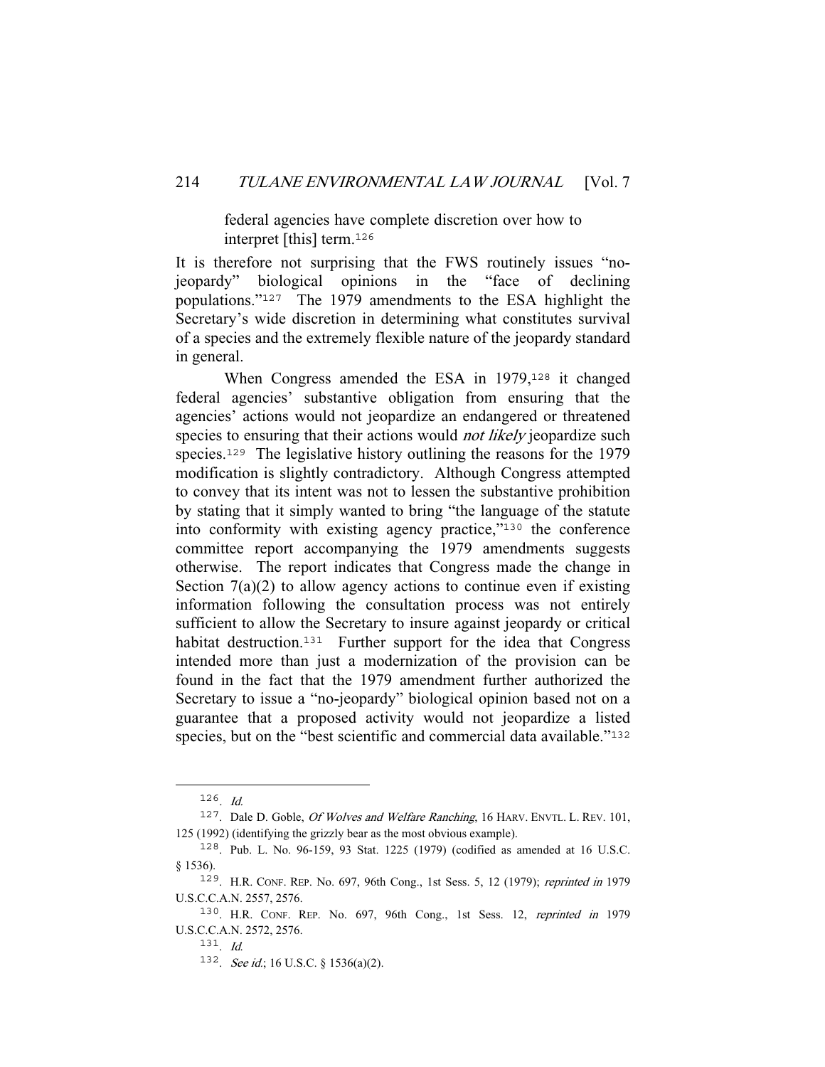> federal agencies have complete discretion over how to interpret [this] term.[126]

It is therefore not surprising that the FWS routinely issues "no-jeopardy" biological opinions in the "face of declining populations."[127] The 1979 amendments to the ESA highlight the Secretary's wide discretion in determining what constitutes survival of a species and the extremely flexible nature of the jeopardy standard in general.

When Congress amended the ESA in 1979,[128] it changed federal agencies' substantive obligation from ensuring that the agencies' actions would not jeopardize an endangered or threatened species to ensuring that their actions would *not likely* jeopardize such species.[129] The legislative history outlining the reasons for the 1979 modification is slightly contradictory. Although Congress attempted to convey that its intent was not to lessen the substantive prohibition by stating that it simply wanted to bring "the language of the statute into conformity with existing agency practice,"[130] the conference committee report accompanying the 1979 amendments suggests otherwise. The report indicates that Congress made the change in Section 7(a)(2) to allow agency actions to continue even if existing information following the consultation process was not entirely sufficient to allow the Secretary to insure against jeopardy or critical habitat destruction.[131] Further support for the idea that Congress intended more than just a modernization of the provision can be found in the fact that the 1979 amendment further authorized the Secretary to issue a "no-jeopardy" biological opinion based not on a guarantee that a proposed activity would not jeopardize a listed species, but on the "best scientific and commercial data available."[132]

---

126. *Id.*

127. Dale D. Goble, *Of Wolves and Welfare Ranching*, 16 HARV. ENVTL. L. REV. 101, 125 (1992) (identifying the grizzly bear as the most obvious example).

128. Pub. L. No. 96-159, 93 Stat. 1225 (1979) (codified as amended at 16 U.S.C. § 1536).

129. H.R. CONF. REP. No. 697, 96th Cong., 1st Sess. 5, 12 (1979); *reprinted in* 1979 U.S.C.C.A.N. 2557, 2576.

130. H.R. CONF. REP. No. 697, 96th Cong., 1st Sess. 12, *reprinted in* 1979 U.S.C.C.A.N. 2572, 2576.

131. *Id.*

132. *See id.*; 16 U.S.C. § 1536(a)(2).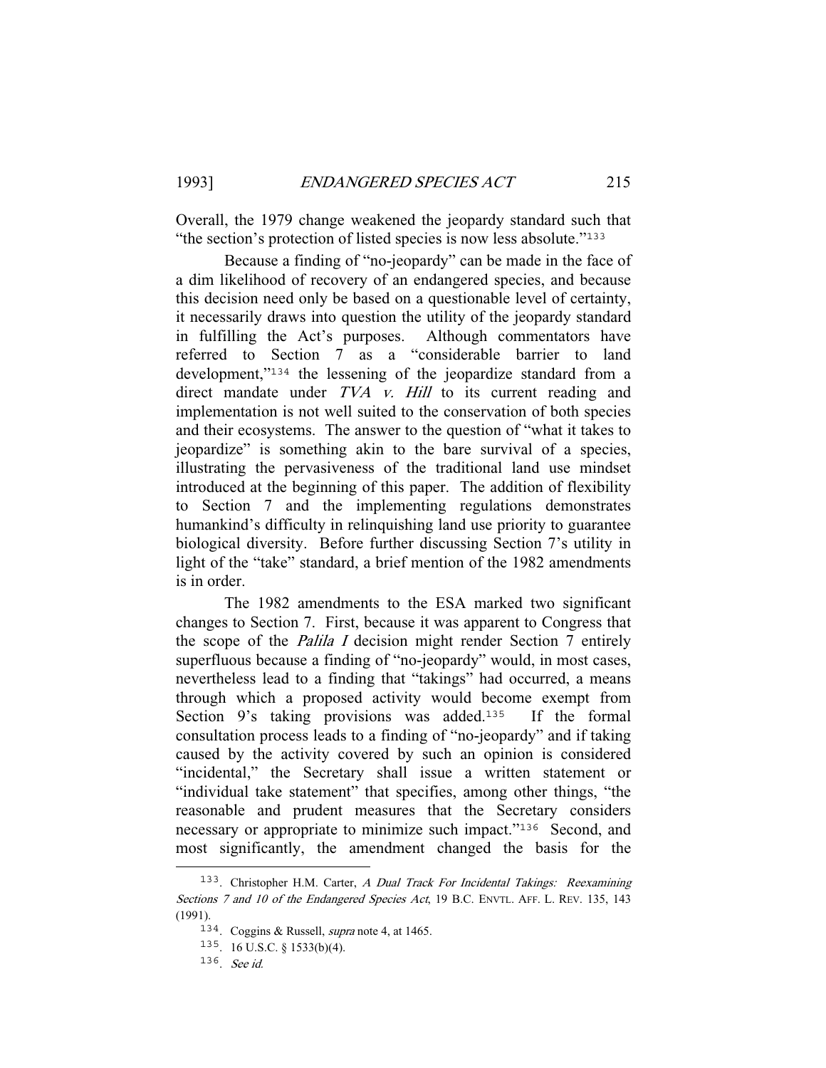Overall, the 1979 change weakened the jeopardy standard such that "the section's protection of listed species is now less absolute."[133]

Because a finding of "no-jeopardy" can be made in the face of a dim likelihood of recovery of an endangered species, and because this decision need only be based on a questionable level of certainty, it necessarily draws into question the utility of the jeopardy standard in fulfilling the Act's purposes. Although commentators have referred to Section 7 as a "considerable barrier to land development,"[134] the lessening of the jeopardize standard from a direct mandate under *TVA v. Hill* to its current reading and implementation is not well suited to the conservation of both species and their ecosystems. The answer to the question of "what it takes to jeopardize" is something akin to the bare survival of a species, illustrating the pervasiveness of the traditional land use mindset introduced at the beginning of this paper. The addition of flexibility to Section 7 and the implementing regulations demonstrates humankind's difficulty in relinquishing land use priority to guarantee biological diversity. Before further discussing Section 7's utility in light of the "take" standard, a brief mention of the 1982 amendments is in order.

The 1982 amendments to the ESA marked two significant changes to Section 7. First, because it was apparent to Congress that the scope of the *Palila I* decision might render Section 7 entirely superfluous because a finding of "no-jeopardy" would, in most cases, nevertheless lead to a finding that "takings" had occurred, a means through which a proposed activity would become exempt from Section 9's taking provisions was added.[135] If the formal consultation process leads to a finding of "no-jeopardy" and if taking caused by the activity covered by such an opinion is considered "incidental," the Secretary shall issue a written statement or "individual take statement" that specifies, among other things, "the reasonable and prudent measures that the Secretary considers necessary or appropriate to minimize such impact."[136] Second, and most significantly, the amendment changed the basis for the

---

[133]. Christopher H.M. Carter, *A Dual Track For Incidental Takings: Reexamining Sections 7 and 10 of the Endangered Species Act*, 19 B.C. ENVTL. AFF. L. REV. 135, 143 (1991).

[134]. Coggins & Russell, *supra* note 4, at 1465.

[135]. 16 U.S.C. § 1533(b)(4).

[136]. *See id.*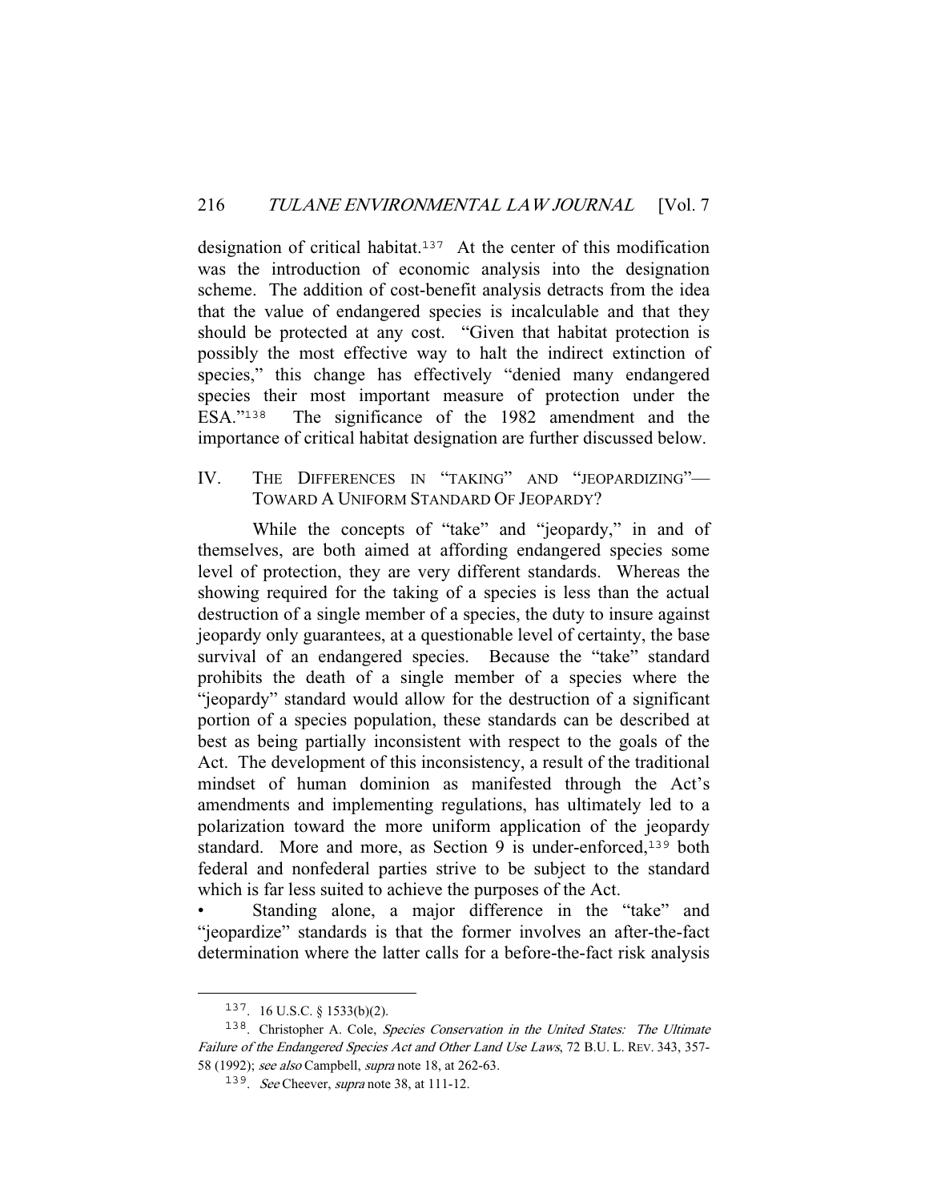designation of critical habitat.[137] At the center of this modification was the introduction of economic analysis into the designation scheme. The addition of cost-benefit analysis detracts from the idea that the value of endangered species is incalculable and that they should be protected at any cost. "Given that habitat protection is possibly the most effective way to halt the indirect extinction of species," this change has effectively "denied many endangered species their most important measure of protection under the ESA."[138] The significance of the 1982 amendment and the importance of critical habitat designation are further discussed below.

## IV. THE DIFFERENCES IN "TAKING" AND "JEOPARDIZING"—TOWARD A UNIFORM STANDARD OF JEOPARDY?

While the concepts of "take" and "jeopardy," in and of themselves, are both aimed at affording endangered species some level of protection, they are very different standards. Whereas the showing required for the taking of a species is less than the actual destruction of a single member of a species, the duty to insure against jeopardy only guarantees, at a questionable level of certainty, the base survival of an endangered species. Because the "take" standard prohibits the death of a single member of a species where the "jeopardy" standard would allow for the destruction of a significant portion of a species population, these standards can be described at best as being partially inconsistent with respect to the goals of the Act. The development of this inconsistency, a result of the traditional mindset of human dominion as manifested through the Act's amendments and implementing regulations, has ultimately led to a polarization toward the more uniform application of the jeopardy standard. More and more, as Section 9 is under-enforced,[139] both federal and nonfederal parties strive to be subject to the standard which is far less suited to achieve the purposes of the Act.

• Standing alone, a major difference in the "take" and "jeopardize" standards is that the former involves an after-the-fact determination where the latter calls for a before-the-fact risk analysis

---

[137]. 16 U.S.C. § 1533(b)(2).

[138]. Christopher A. Cole, *Species Conservation in the United States: The Ultimate Failure of the Endangered Species Act and Other Land Use Laws*, 72 B.U. L. REV. 343, 357-58 (1992); *see also* Campbell, *supra* note 18, at 262-63.

[139]. *See* Cheever, *supra* note 38, at 111-12.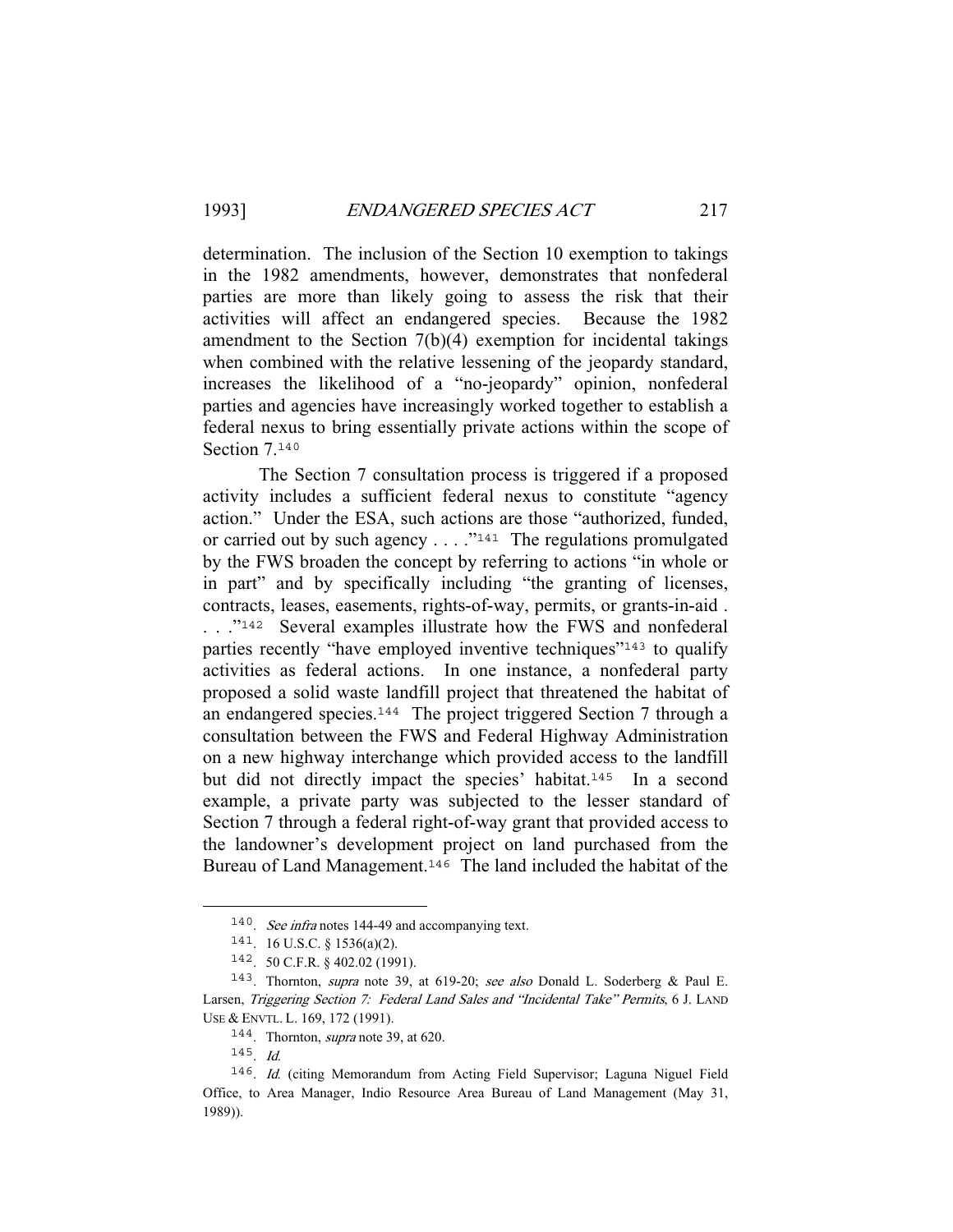determination. The inclusion of the Section 10 exemption to takings in the 1982 amendments, however, demonstrates that nonfederal parties are more than likely going to assess the risk that their activities will affect an endangered species. Because the 1982 amendment to the Section 7(b)(4) exemption for incidental takings when combined with the relative lessening of the jeopardy standard, increases the likelihood of a "no-jeopardy" opinion, nonfederal parties and agencies have increasingly worked together to establish a federal nexus to bring essentially private actions within the scope of Section 7.[140]

The Section 7 consultation process is triggered if a proposed activity includes a sufficient federal nexus to constitute "agency action." Under the ESA, such actions are those "authorized, funded, or carried out by such agency . . . ."[141] The regulations promulgated by the FWS broaden the concept by referring to actions "in whole or in part" and by specifically including "the granting of licenses, contracts, leases, easements, rights-of-way, permits, or grants-in-aid . . . ."[142] Several examples illustrate how the FWS and nonfederal parties recently "have employed inventive techniques"[143] to qualify activities as federal actions. In one instance, a nonfederal party proposed a solid waste landfill project that threatened the habitat of an endangered species.[144] The project triggered Section 7 through a consultation between the FWS and Federal Highway Administration on a new highway interchange which provided access to the landfill but did not directly impact the species' habitat.[145] In a second example, a private party was subjected to the lesser standard of Section 7 through a federal right-of-way grant that provided access to the landowner's development project on land purchased from the Bureau of Land Management.[146] The land included the habitat of the

---

140. *See infra* notes 144-49 and accompanying text.

141. 16 U.S.C. § 1536(a)(2).

142. 50 C.F.R. § 402.02 (1991).

143. Thornton, *supra* note 39, at 619-20; *see also* Donald L. Soderberg & Paul E. Larsen, *Triggering Section 7: Federal Land Sales and "Incidental Take" Permits*, 6 J. LAND USE & ENVTL. L. 169, 172 (1991).

144. Thornton, *supra* note 39, at 620.

145. *Id.*

146. *Id.* (citing Memorandum from Acting Field Supervisor; Laguna Niguel Field Office, to Area Manager, Indio Resource Area Bureau of Land Management (May 31, 1989)).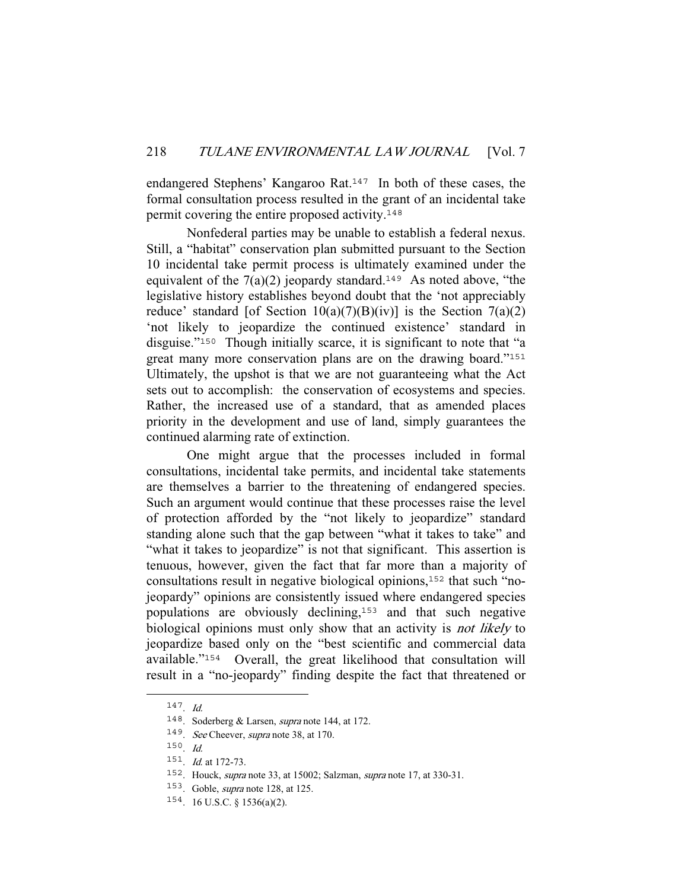endangered Stephens' Kangaroo Rat.[147] In both of these cases, the formal consultation process resulted in the grant of an incidental take permit covering the entire proposed activity.[148]

Nonfederal parties may be unable to establish a federal nexus. Still, a "habitat" conservation plan submitted pursuant to the Section 10 incidental take permit process is ultimately examined under the equivalent of the 7(a)(2) jeopardy standard.[149] As noted above, "the legislative history establishes beyond doubt that the 'not appreciably reduce' standard [of Section 10(a)(7)(B)(iv)] is the Section 7(a)(2) 'not likely to jeopardize the continued existence' standard in disguise."[150] Though initially scarce, it is significant to note that "a great many more conservation plans are on the drawing board."[151] Ultimately, the upshot is that we are not guaranteeing what the Act sets out to accomplish: the conservation of ecosystems and species. Rather, the increased use of a standard, that as amended places priority in the development and use of land, simply guarantees the continued alarming rate of extinction.

One might argue that the processes included in formal consultations, incidental take permits, and incidental take statements are themselves a barrier to the threatening of endangered species. Such an argument would continue that these processes raise the level of protection afforded by the "not likely to jeopardize" standard standing alone such that the gap between "what it takes to take" and "what it takes to jeopardize" is not that significant. This assertion is tenuous, however, given the fact that far more than a majority of consultations result in negative biological opinions,[152] that such "no-jeopardy" opinions are consistently issued where endangered species populations are obviously declining,[153] and that such negative biological opinions must only show that an activity is *not likely* to jeopardize based only on the "best scientific and commercial data available."[154] Overall, the great likelihood that consultation will result in a "no-jeopardy" finding despite the fact that threatened or

---

147. *Id.*

148. Soderberg & Larsen, *supra* note 144, at 172.

149. *See* Cheever, *supra* note 38, at 170.

150. *Id.*

151. *Id.* at 172-73.

152. Houck, *supra* note 33, at 15002; Salzman, *supra* note 17, at 330-31.

153. Goble, *supra* note 128, at 125.

154. 16 U.S.C. § 1536(a)(2).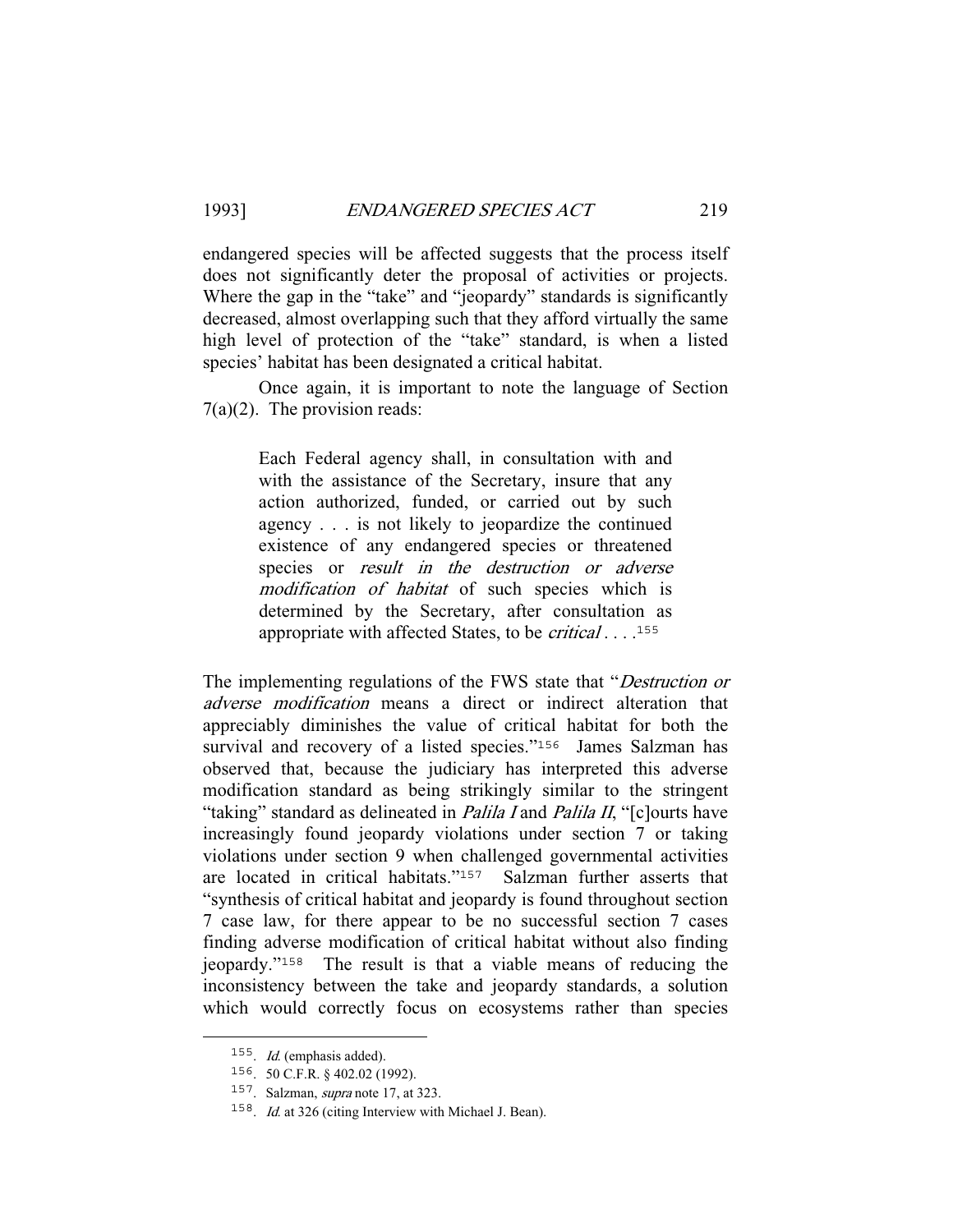endangered species will be affected suggests that the process itself does not significantly deter the proposal of activities or projects. Where the gap in the "take" and "jeopardy" standards is significantly decreased, almost overlapping such that they afford virtually the same high level of protection of the "take" standard, is when a listed species' habitat has been designated a critical habitat.

Once again, it is important to note the language of Section 7(a)(2). The provision reads:

> Each Federal agency shall, in consultation with and with the assistance of the Secretary, insure that any action authorized, funded, or carried out by such agency . . . is not likely to jeopardize the continued existence of any endangered species or threatened species or *result in the destruction or adverse modification of habitat* of such species which is determined by the Secretary, after consultation as appropriate with affected States, to be *critical* . . . .[155]

The implementing regulations of the FWS state that "*Destruction or adverse modification* means a direct or indirect alteration that appreciably diminishes the value of critical habitat for both the survival and recovery of a listed species."[156] James Salzman has observed that, because the judiciary has interpreted this adverse modification standard as being strikingly similar to the stringent "taking" standard as delineated in *Palila I* and *Palila II*, "[c]ourts have increasingly found jeopardy violations under section 7 or taking violations under section 9 when challenged governmental activities are located in critical habitats."[157] Salzman further asserts that "synthesis of critical habitat and jeopardy is found throughout section 7 case law, for there appear to be no successful section 7 cases finding adverse modification of critical habitat without also finding jeopardy."[158] The result is that a viable means of reducing the inconsistency between the take and jeopardy standards, a solution which would correctly focus on ecosystems rather than species

---

155. *Id.* (emphasis added).

156. 50 C.F.R. § 402.02 (1992).

157. Salzman, *supra* note 17, at 323.

158. *Id.* at 326 (citing Interview with Michael J. Bean).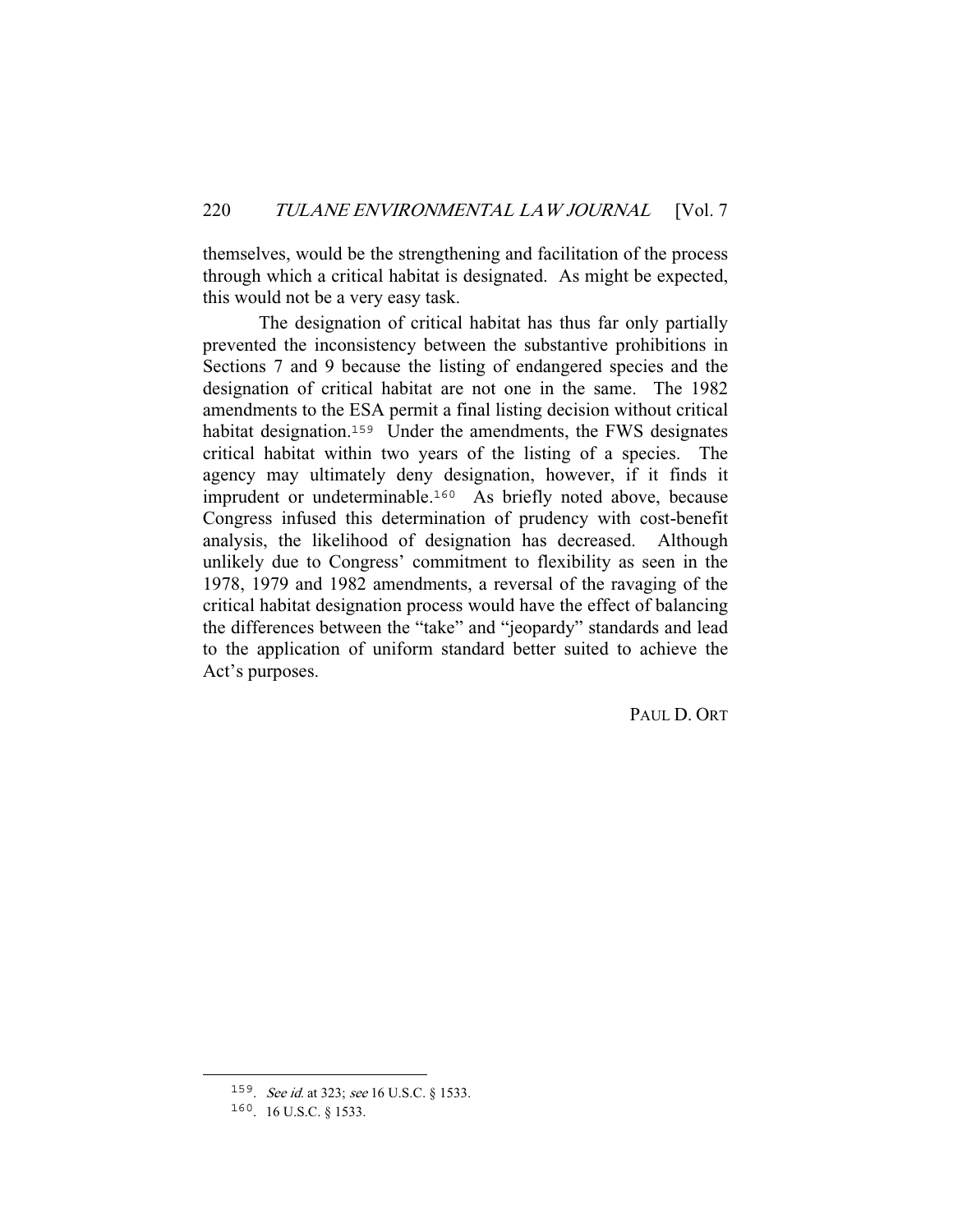themselves, would be the strengthening and facilitation of the process through which a critical habitat is designated. As might be expected, this would not be a very easy task.

The designation of critical habitat has thus far only partially prevented the inconsistency between the substantive prohibitions in Sections 7 and 9 because the listing of endangered species and the designation of critical habitat are not one in the same. The 1982 amendments to the ESA permit a final listing decision without critical habitat designation.[159] Under the amendments, the FWS designates critical habitat within two years of the listing of a species. The agency may ultimately deny designation, however, if it finds it imprudent or undeterminable.[160] As briefly noted above, because Congress infused this determination of prudency with cost-benefit analysis, the likelihood of designation has decreased. Although unlikely due to Congress' commitment to flexibility as seen in the 1978, 1979 and 1982 amendments, a reversal of the ravaging of the critical habitat designation process would have the effect of balancing the differences between the "take" and "jeopardy" standards and lead to the application of uniform standard better suited to achieve the Act's purposes.

PAUL D. ORT

---

159. *See id.* at 323; *see* 16 U.S.C. § 1533.

160. 16 U.S.C. § 1533.